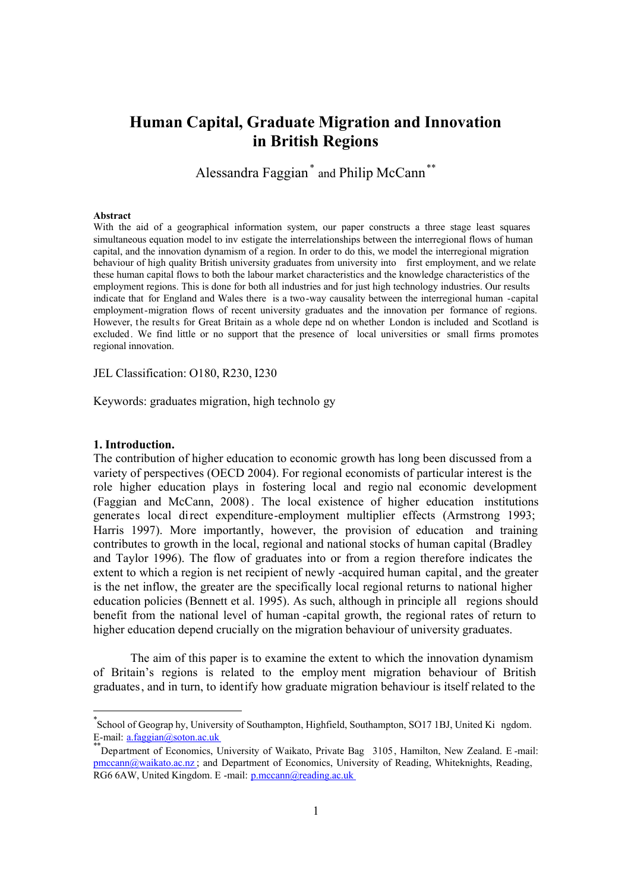# Human Capital, Graduate Migration and Innovation in British Regions

Alessandra Faggian[*] and Philip McCann[**]

**Abstract**

With the aid of a geographical information system, our paper constructs a three stage least squares simultaneous equation model to investigate the interrelationships between the interregional flows of human capital, and the innovation dynamism of a region. In order to do this, we model the interregional migration behaviour of high quality British university graduates from university into first employment, and we relate these human capital flows to both the labour market characteristics and the knowledge characteristics of the employment regions. This is done for both all industries and for just high technology industries. Our results indicate that for England and Wales there is a two-way causality between the interregional human -capital employment-migration flows of recent university graduates and the innovation performance of regions. However, the results for Great Britain as a whole depend on whether London is included and Scotland is excluded. We find little or no support that the presence of local universities or small firms promotes regional innovation.

JEL Classification: O180, R230, I230

Keywords: graduates migration, high technology

## 1. Introduction.

The contribution of higher education to economic growth has long been discussed from a variety of perspectives (OECD 2004). For regional economists of particular interest is the role higher education plays in fostering local and regional economic development (Faggian and McCann, 2008). The local existence of higher education institutions generates local direct expenditure-employment multiplier effects (Armstrong 1993; Harris 1997). More importantly, however, the provision of education and training contributes to growth in the local, regional and national stocks of human capital (Bradley and Taylor 1996). The flow of graduates into or from a region therefore indicates the extent to which a region is net recipient of newly-acquired human capital, and the greater is the net inflow, the greater are the specifically local regional returns to national higher education policies (Bennett et al. 1995). As such, although in principle all regions should benefit from the national level of human-capital growth, the regional rates of return to higher education depend crucially on the migration behaviour of university graduates.

The aim of this paper is to examine the extent to which the innovation dynamism of Britain's regions is related to the employment migration behaviour of British graduates, and in turn, to identify how graduate migration behaviour is itself related to the

[*] School of Geography, University of Southampton, Highfield, Southampton, SO17 1BJ, United Kingdom. E-mail: a.faggian@soton.ac.uk

[**] Department of Economics, University of Waikato, Private Bag 3105, Hamilton, New Zealand. E-mail: pmccann@waikato.ac.nz; and Department of Economics, University of Reading, Whiteknights, Reading, RG6 6AW, United Kingdom. E-mail: p.mccann@reading.ac.uk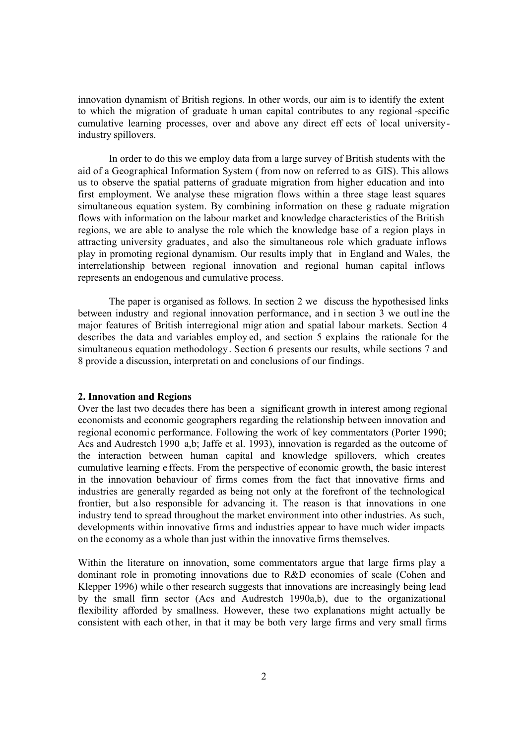innovation dynamism of British regions. In other words, our aim is to identify the extent to which the migration of graduate human capital contributes to any regional-specific cumulative learning processes, over and above any direct effects of local university-industry spillovers.

In order to do this we employ data from a large survey of British students with the aid of a Geographical Information System (from now on referred to as GIS). This allows us to observe the spatial patterns of graduate migration from higher education and into first employment. We analyse these migration flows within a three stage least squares simultaneous equation system. By combining information on these graduate migration flows with information on the labour market and knowledge characteristics of the British regions, we are able to analyse the role which the knowledge base of a region plays in attracting university graduates, and also the simultaneous role which graduate inflows play in promoting regional dynamism. Our results imply that in England and Wales, the interrelationship between regional innovation and regional human capital inflows represents an endogenous and cumulative process.

The paper is organised as follows. In section 2 we discuss the hypothesised links between industry and regional innovation performance, and in section 3 we outline the major features of British interregional migration and spatial labour markets. Section 4 describes the data and variables employed, and section 5 explains the rationale for the simultaneous equation methodology. Section 6 presents our results, while sections 7 and 8 provide a discussion, interpretation and conclusions of our findings.

## 2. Innovation and Regions

Over the last two decades there has been a significant growth in interest among regional economists and economic geographers regarding the relationship between innovation and regional economic performance. Following the work of key commentators (Porter 1990; Acs and Audrestch 1990 a,b; Jaffe et al. 1993), innovation is regarded as the outcome of the interaction between human capital and knowledge spillovers, which creates cumulative learning effects. From the perspective of economic growth, the basic interest in the innovation behaviour of firms comes from the fact that innovative firms and industries are generally regarded as being not only at the forefront of the technological frontier, but also responsible for advancing it. The reason is that innovations in one industry tend to spread throughout the market environment into other industries. As such, developments within innovative firms and industries appear to have much wider impacts on the economy as a whole than just within the innovative firms themselves.

Within the literature on innovation, some commentators argue that large firms play a dominant role in promoting innovations due to R&D economies of scale (Cohen and Klepper 1996) while other research suggests that innovations are increasingly being lead by the small firm sector (Acs and Audrestch 1990a,b), due to the organizational flexibility afforded by smallness. However, these two explanations might actually be consistent with each other, in that it may be both very large firms and very small firms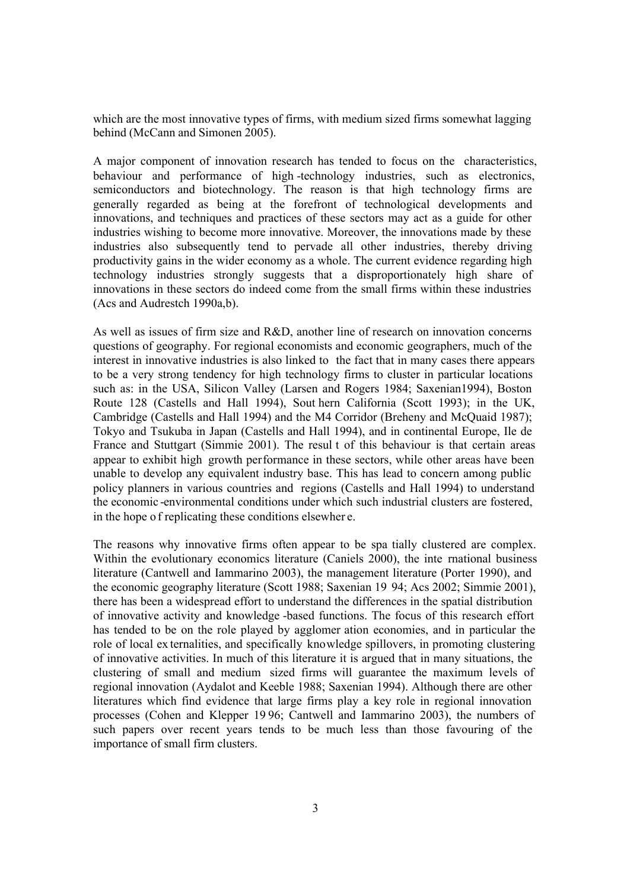which are the most innovative types of firms, with medium sized firms somewhat lagging behind (McCann and Simonen 2005).

A major component of innovation research has tended to focus on the characteristics, behaviour and performance of high-technology industries, such as electronics, semiconductors and biotechnology. The reason is that high technology firms are generally regarded as being at the forefront of technological developments and innovations, and techniques and practices of these sectors may act as a guide for other industries wishing to become more innovative. Moreover, the innovations made by these industries also subsequently tend to pervade all other industries, thereby driving productivity gains in the wider economy as a whole. The current evidence regarding high technology industries strongly suggests that a disproportionately high share of innovations in these sectors do indeed come from the small firms within these industries (Acs and Audrestch 1990a,b).

As well as issues of firm size and R&D, another line of research on innovation concerns questions of geography. For regional economists and economic geographers, much of the interest in innovative industries is also linked to the fact that in many cases there appears to be a very strong tendency for high technology firms to cluster in particular locations such as: in the USA, Silicon Valley (Larsen and Rogers 1984; Saxenian1994), Boston Route 128 (Castells and Hall 1994), Southern California (Scott 1993); in the UK, Cambridge (Castells and Hall 1994) and the M4 Corridor (Breheny and McQuaid 1987); Tokyo and Tsukuba in Japan (Castells and Hall 1994), and in continental Europe, Ile de France and Stuttgart (Simmie 2001). The result of this behaviour is that certain areas appear to exhibit high growth performance in these sectors, while other areas have been unable to develop any equivalent industry base. This has lead to concern among public policy planners in various countries and regions (Castells and Hall 1994) to understand the economic-environmental conditions under which such industrial clusters are fostered, in the hope of replicating these conditions elsewhere.

The reasons why innovative firms often appear to be spatially clustered are complex. Within the evolutionary economics literature (Caniels 2000), the international business literature (Cantwell and Iammarino 2003), the management literature (Porter 1990), and the economic geography literature (Scott 1988; Saxenian 1994; Acs 2002; Simmie 2001), there has been a widespread effort to understand the differences in the spatial distribution of innovative activity and knowledge-based functions. The focus of this research effort has tended to be on the role played by agglomeration economies, and in particular the role of local externalities, and specifically knowledge spillovers, in promoting clustering of innovative activities. In much of this literature it is argued that in many situations, the clustering of small and medium sized firms will guarantee the maximum levels of regional innovation (Aydalot and Keeble 1988; Saxenian 1994). Although there are other literatures which find evidence that large firms play a key role in regional innovation processes (Cohen and Klepper 1996; Cantwell and Iammarino 2003), the numbers of such papers over recent years tends to be much less than those favouring of the importance of small firm clusters.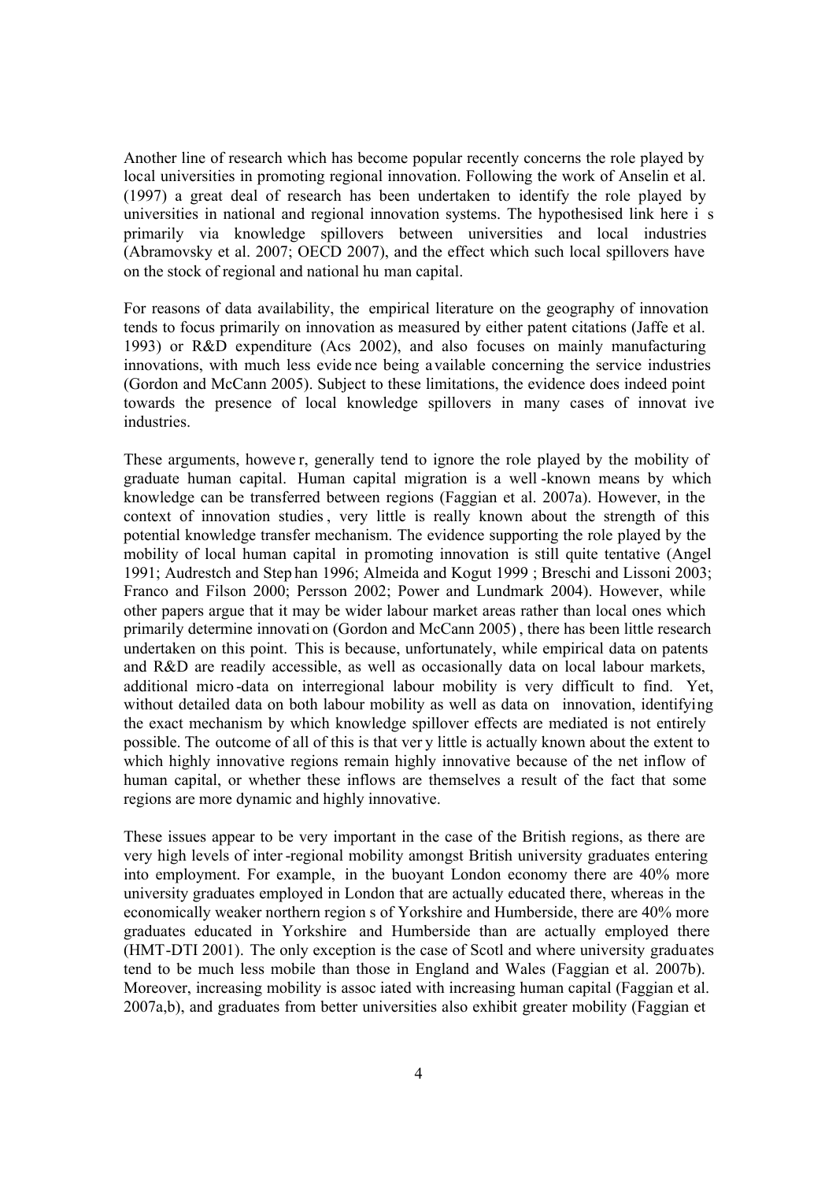Another line of research which has become popular recently concerns the role played by local universities in promoting regional innovation. Following the work of Anselin et al. (1997) a great deal of research has been undertaken to identify the role played by universities in national and regional innovation systems. The hypothesised link here is primarily via knowledge spillovers between universities and local industries (Abramovsky et al. 2007; OECD 2007), and the effect which such local spillovers have on the stock of regional and national human capital.

For reasons of data availability, the empirical literature on the geography of innovation tends to focus primarily on innovation as measured by either patent citations (Jaffe et al. 1993) or R&D expenditure (Acs 2002), and also focuses on mainly manufacturing innovations, with much less evidence being available concerning the service industries (Gordon and McCann 2005). Subject to these limitations, the evidence does indeed point towards the presence of local knowledge spillovers in many cases of innovative industries.

These arguments, however, generally tend to ignore the role played by the mobility of graduate human capital. Human capital migration is a well-known means by which knowledge can be transferred between regions (Faggian et al. 2007a). However, in the context of innovation studies, very little is really known about the strength of this potential knowledge transfer mechanism. The evidence supporting the role played by the mobility of local human capital in promoting innovation is still quite tentative (Angel 1991; Audrestch and Stephan 1996; Almeida and Kogut 1999 ; Breschi and Lissoni 2003; Franco and Filson 2000; Persson 2002; Power and Lundmark 2004). However, while other papers argue that it may be wider labour market areas rather than local ones which primarily determine innovation (Gordon and McCann 2005), there has been little research undertaken on this point. This is because, unfortunately, while empirical data on patents and R&D are readily accessible, as well as occasionally data on local labour markets, additional micro-data on interregional labour mobility is very difficult to find. Yet, without detailed data on both labour mobility as well as data on innovation, identifying the exact mechanism by which knowledge spillover effects are mediated is not entirely possible. The outcome of all of this is that very little is actually known about the extent to which highly innovative regions remain highly innovative because of the net inflow of human capital, or whether these inflows are themselves a result of the fact that some regions are more dynamic and highly innovative.

These issues appear to be very important in the case of the British regions, as there are very high levels of inter-regional mobility amongst British university graduates entering into employment. For example, in the buoyant London economy there are 40% more university graduates employed in London that are actually educated there, whereas in the economically weaker northern regions of Yorkshire and Humberside, there are 40% more graduates educated in Yorkshire and Humberside than are actually employed there (HMT-DTI 2001). The only exception is the case of Scotland where university graduates tend to be much less mobile than those in England and Wales (Faggian et al. 2007b). Moreover, increasing mobility is associated with increasing human capital (Faggian et al. 2007a,b), and graduates from better universities also exhibit greater mobility (Faggian et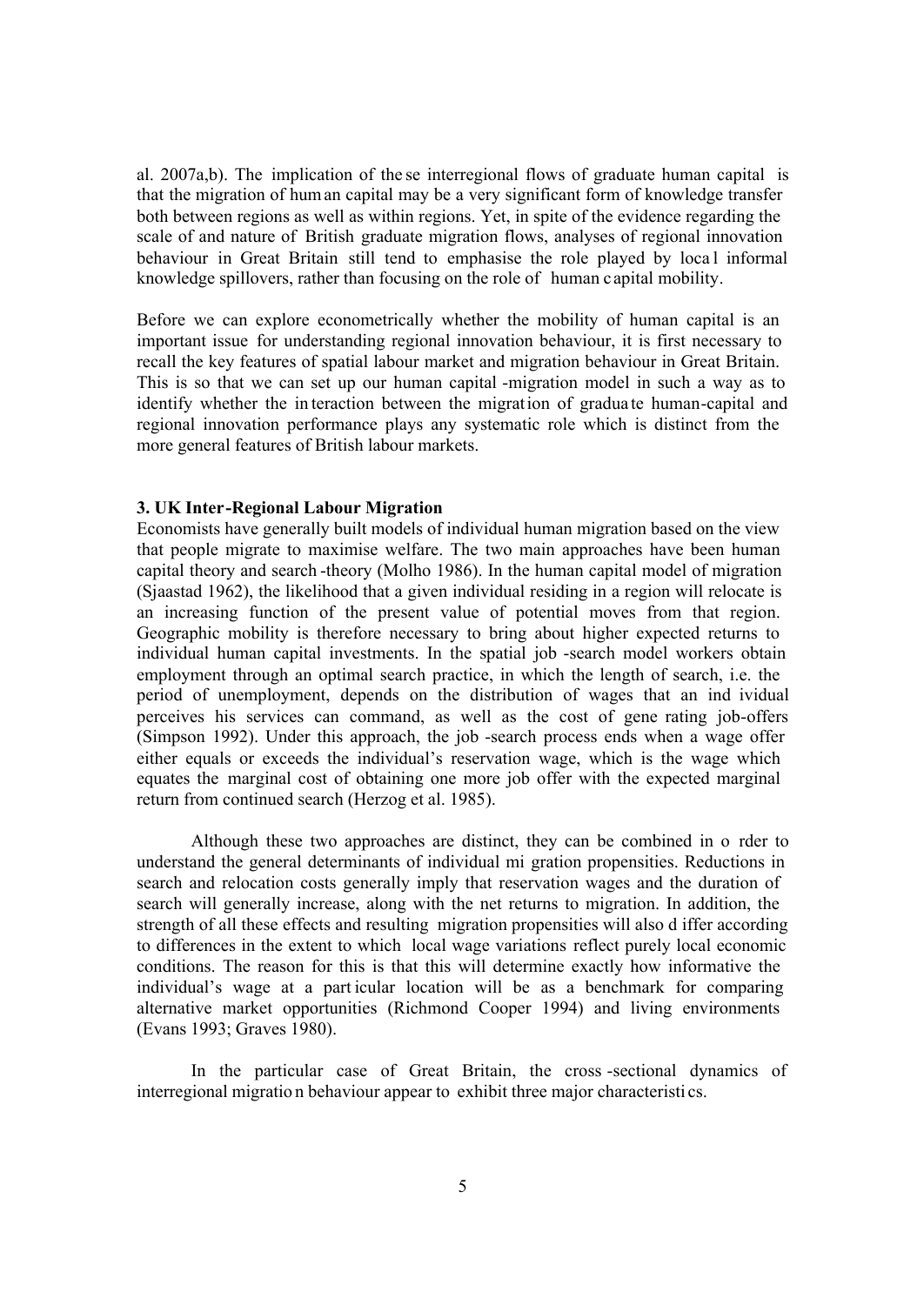al. 2007a,b). The implication of these interregional flows of graduate human capital is that the migration of human capital may be a very significant form of knowledge transfer both between regions as well as within regions. Yet, in spite of the evidence regarding the scale of and nature of British graduate migration flows, analyses of regional innovation behaviour in Great Britain still tend to emphasise the role played by local informal knowledge spillovers, rather than focusing on the role of human capital mobility.

Before we can explore econometrically whether the mobility of human capital is an important issue for understanding regional innovation behaviour, it is first necessary to recall the key features of spatial labour market and migration behaviour in Great Britain. This is so that we can set up our human capital-migration model in such a way as to identify whether the interaction between the migration of graduate human-capital and regional innovation performance plays any systematic role which is distinct from the more general features of British labour markets.

### 3. UK Inter-Regional Labour Migration

Economists have generally built models of individual human migration based on the view that people migrate to maximise welfare. The two main approaches have been human capital theory and search-theory (Molho 1986). In the human capital model of migration (Sjaastad 1962), the likelihood that a given individual residing in a region will relocate is an increasing function of the present value of potential moves from that region. Geographic mobility is therefore necessary to bring about higher expected returns to individual human capital investments. In the spatial job-search model workers obtain employment through an optimal search practice, in which the length of search, i.e. the period of unemployment, depends on the distribution of wages that an individual perceives his services can command, as well as the cost of generating job-offers (Simpson 1992). Under this approach, the job-search process ends when a wage offer either equals or exceeds the individual's reservation wage, which is the wage which equates the marginal cost of obtaining one more job offer with the expected marginal return from continued search (Herzog et al. 1985).

Although these two approaches are distinct, they can be combined in order to understand the general determinants of individual migration propensities. Reductions in search and relocation costs generally imply that reservation wages and the duration of search will generally increase, along with the net returns to migration. In addition, the strength of all these effects and resulting migration propensities will also differ according to differences in the extent to which local wage variations reflect purely local economic conditions. The reason for this is that this will determine exactly how informative the individual's wage at a particular location will be as a benchmark for comparing alternative market opportunities (Richmond Cooper 1994) and living environments (Evans 1993; Graves 1980).

In the particular case of Great Britain, the cross-sectional dynamics of interregional migration behaviour appear to exhibit three major characteristics.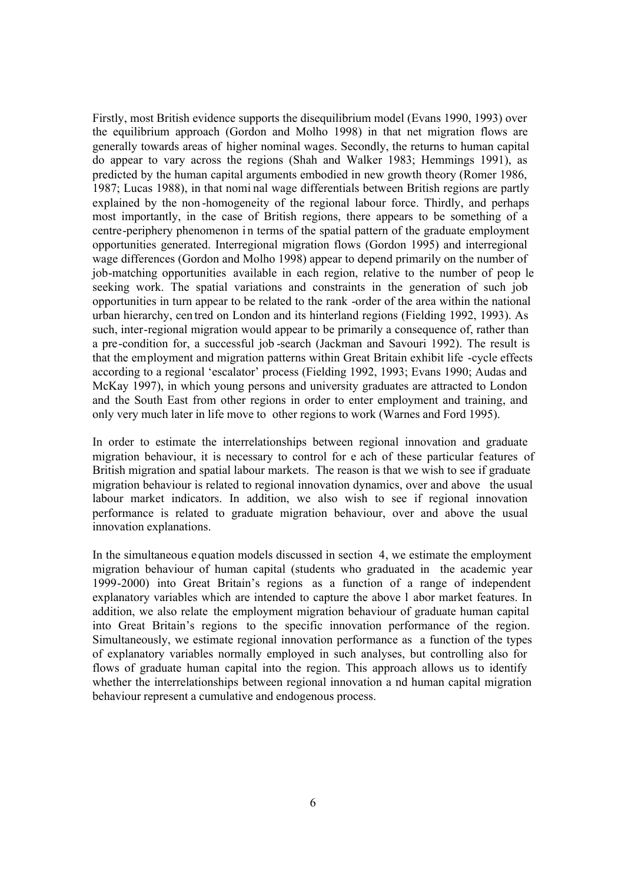Firstly, most British evidence supports the disequilibrium model (Evans 1990, 1993) over the equilibrium approach (Gordon and Molho 1998) in that net migration flows are generally towards areas of higher nominal wages. Secondly, the returns to human capital do appear to vary across the regions (Shah and Walker 1983; Hemmings 1991), as predicted by the human capital arguments embodied in new growth theory (Romer 1986, 1987; Lucas 1988), in that nominal wage differentials between British regions are partly explained by the non-homogeneity of the regional labour force. Thirdly, and perhaps most importantly, in the case of British regions, there appears to be something of a centre-periphery phenomenon in terms of the spatial pattern of the graduate employment opportunities generated. Interregional migration flows (Gordon 1995) and interregional wage differences (Gordon and Molho 1998) appear to depend primarily on the number of job-matching opportunities available in each region, relative to the number of people seeking work. The spatial variations and constraints in the generation of such job opportunities in turn appear to be related to the rank-order of the area within the national urban hierarchy, centred on London and its hinterland regions (Fielding 1992, 1993). As such, inter-regional migration would appear to be primarily a consequence of, rather than a pre-condition for, a successful job-search (Jackman and Savouri 1992). The result is that the employment and migration patterns within Great Britain exhibit life-cycle effects according to a regional 'escalator' process (Fielding 1992, 1993; Evans 1990; Audas and McKay 1997), in which young persons and university graduates are attracted to London and the South East from other regions in order to enter employment and training, and only very much later in life move to other regions to work (Warnes and Ford 1995).

In order to estimate the interrelationships between regional innovation and graduate migration behaviour, it is necessary to control for each of these particular features of British migration and spatial labour markets. The reason is that we wish to see if graduate migration behaviour is related to regional innovation dynamics, over and above the usual labour market indicators. In addition, we also wish to see if regional innovation performance is related to graduate migration behaviour, over and above the usual innovation explanations.

In the simultaneous equation models discussed in section 4, we estimate the employment migration behaviour of human capital (students who graduated in the academic year 1999-2000) into Great Britain's regions as a function of a range of independent explanatory variables which are intended to capture the above labor market features. In addition, we also relate the employment migration behaviour of graduate human capital into Great Britain's regions to the specific innovation performance of the region. Simultaneously, we estimate regional innovation performance as a function of the types of explanatory variables normally employed in such analyses, but controlling also for flows of graduate human capital into the region. This approach allows us to identify whether the interrelationships between regional innovation and human capital migration behaviour represent a cumulative and endogenous process.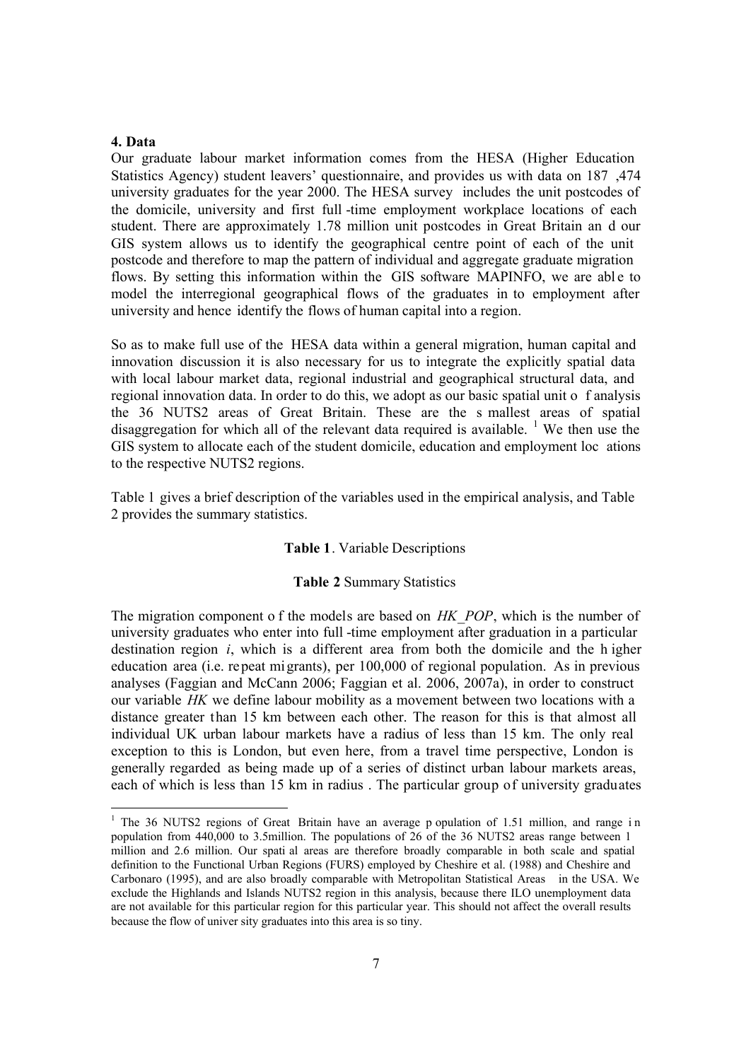## 4. Data

Our graduate labour market information comes from the HESA (Higher Education Statistics Agency) student leavers' questionnaire, and provides us with data on 187,474 university graduates for the year 2000. The HESA survey includes the unit postcodes of the domicile, university and first full-time employment workplace locations of each student. There are approximately 1.78 million unit postcodes in Great Britain and our GIS system allows us to identify the geographical centre point of each of the unit postcode and therefore to map the pattern of individual and aggregate graduate migration flows. By setting this information within the GIS software MAPINFO, we are able to model the interregional geographical flows of the graduates into employment after university and hence identify the flows of human capital into a region.

So as to make full use of the HESA data within a general migration, human capital and innovation discussion it is also necessary for us to integrate the explicitly spatial data with local labour market data, regional industrial and geographical structural data, and regional innovation data. In order to do this, we adopt as our basic spatial unit of analysis the 36 NUTS2 areas of Great Britain. These are the smallest areas of spatial disaggregation for which all of the relevant data required is available. [1] We then use the GIS system to allocate each of the student domicile, education and employment locations to the respective NUTS2 regions.

Table 1 gives a brief description of the variables used in the empirical analysis, and Table 2 provides the summary statistics.

**Table 1**. Variable Descriptions

**Table 2** Summary Statistics

The migration component of the models are based on *HK_POP*, which is the number of university graduates who enter into full-time employment after graduation in a particular destination region *i*, which is a different area from both the domicile and the higher education area (i.e. repeat migrants), per 100,000 of regional population. As in previous analyses (Faggian and McCann 2006; Faggian et al. 2006, 2007a), in order to construct our variable *HK* we define labour mobility as a movement between two locations with a distance greater than 15 km between each other. The reason for this is that almost all individual UK urban labour markets have a radius of less than 15 km. The only real exception to this is London, but even here, from a travel time perspective, London is generally regarded as being made up of a series of distinct urban labour markets areas, each of which is less than 15 km in radius. The particular group of university graduates

[1] The 36 NUTS2 regions of Great Britain have an average population of 1.51 million, and range in population from 440,000 to 3.5million. The populations of 26 of the 36 NUTS2 areas range between 1 million and 2.6 million. Our spatial areas are therefore broadly comparable in both scale and spatial definition to the Functional Urban Regions (FURS) employed by Cheshire et al. (1988) and Cheshire and Carbonaro (1995), and are also broadly comparable with Metropolitan Statistical Areas in the USA. We exclude the Highlands and Islands NUTS2 region in this analysis, because there ILO unemployment data are not available for this particular region for this particular year. This should not affect the overall results because the flow of university graduates into this area is so tiny.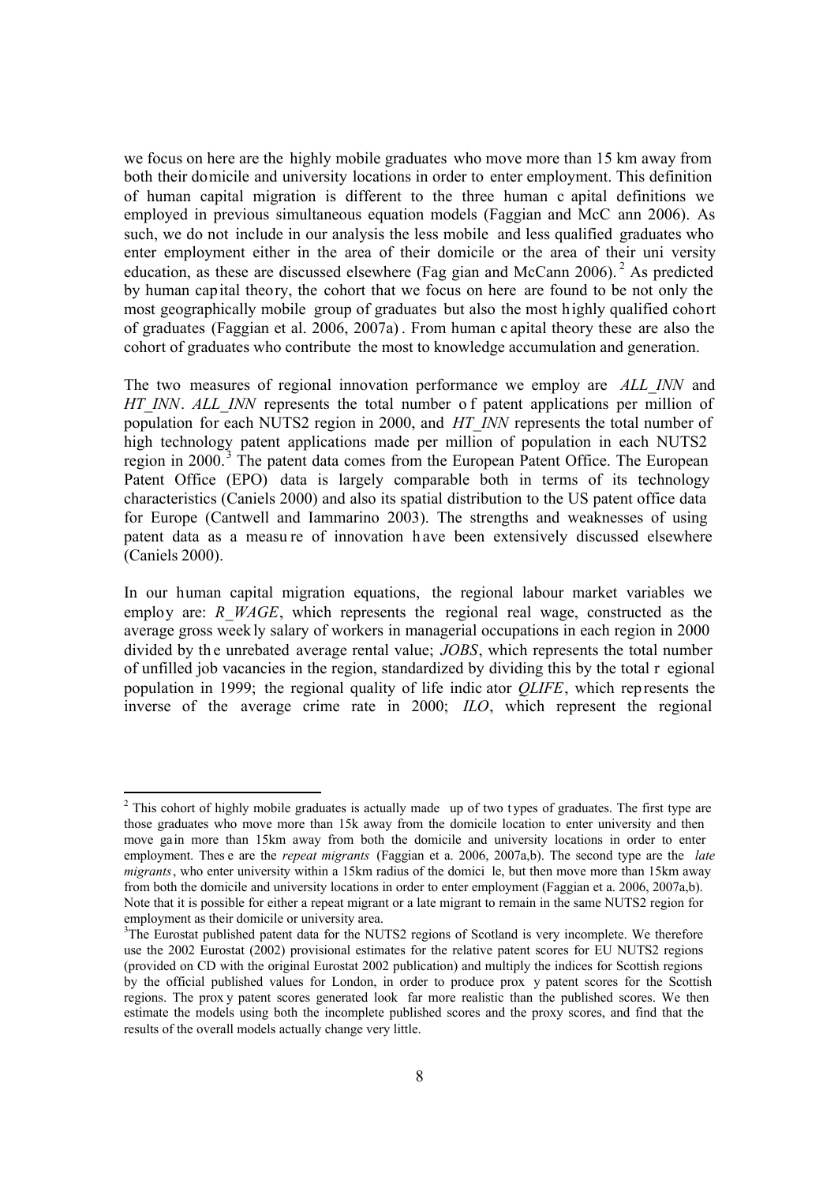we focus on here are the highly mobile graduates who move more than 15 km away from both their domicile and university locations in order to enter employment. This definition of human capital migration is different to the three human capital definitions we employed in previous simultaneous equation models (Faggian and McCann 2006). As such, we do not include in our analysis the less mobile and less qualified graduates who enter employment either in the area of their domicile or the area of their university education, as these are discussed elsewhere (Faggian and McCann 2006).[2] As predicted by human capital theory, the cohort that we focus on here are found to be not only the most geographically mobile group of graduates but also the most highly qualified cohort of graduates (Faggian et al. 2006, 2007a). From human capital theory these are also the cohort of graduates who contribute the most to knowledge accumulation and generation.

The two measures of regional innovation performance we employ are *ALL_INN* and *HT_INN*. *ALL_INN* represents the total number of patent applications per million of population for each NUTS2 region in 2000, and *HT_INN* represents the total number of high technology patent applications made per million of population in each NUTS2 region in 2000.[3] The patent data comes from the European Patent Office. The European Patent Office (EPO) data is largely comparable both in terms of its technology characteristics (Caniels 2000) and also its spatial distribution to the US patent office data for Europe (Cantwell and Iammarino 2003). The strengths and weaknesses of using patent data as a measure of innovation have been extensively discussed elsewhere (Caniels 2000).

In our human capital migration equations, the regional labour market variables we employ are: *R_WAGE*, which represents the regional real wage, constructed as the average gross weekly salary of workers in managerial occupations in each region in 2000 divided by the unrebated average rental value; *JOBS*, which represents the total number of unfilled job vacancies in the region, standardized by dividing this by the total regional population in 1999; the regional quality of life indicator *QLIFE*, which represents the inverse of the average crime rate in 2000; *ILO*, which represent the regional

---

[2] This cohort of highly mobile graduates is actually made up of two types of graduates. The first type are those graduates who move more than 15k away from the domicile location to enter university and then move gain more than 15km away from both the domicile and university locations in order to enter employment. These are the *repeat migrants* (Faggian et a. 2006, 2007a,b). The second type are the *late migrants*, who enter university within a 15km radius of the domicile, but then move more than 15km away from both the domicile and university locations in order to enter employment (Faggian et a. 2006, 2007a,b). Note that it is possible for either a repeat migrant or a late migrant to remain in the same NUTS2 region for employment as their domicile or university area.

[3] The Eurostat published patent data for the NUTS2 regions of Scotland is very incomplete. We therefore use the 2002 Eurostat (2002) provisional estimates for the relative patent scores for EU NUTS2 regions (provided on CD with the original Eurostat 2002 publication) and multiply the indices for Scottish regions by the official published values for London, in order to produce proxy patent scores for the Scottish regions. The proxy patent scores generated look far more realistic than the published scores. We then estimate the models using both the incomplete published scores and the proxy scores, and find that the results of the overall models actually change very little.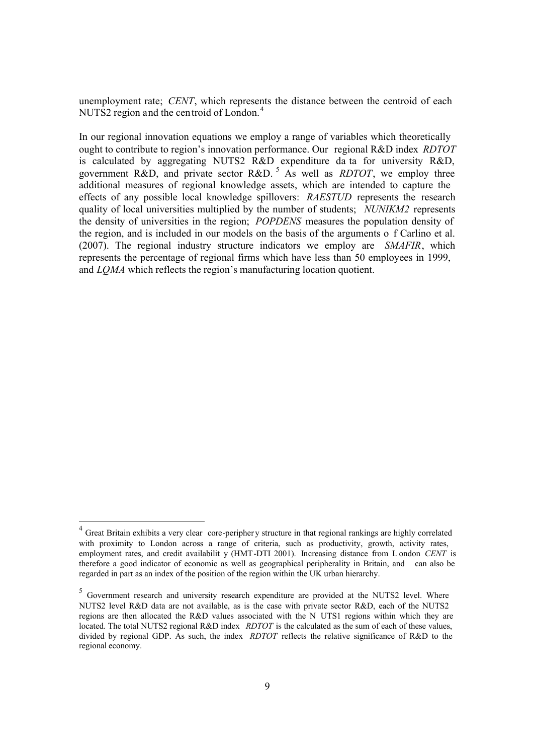unemployment rate; *CENT*, which represents the distance between the centroid of each NUTS2 region and the centroid of London.[4]

In our regional innovation equations we employ a range of variables which theoretically ought to contribute to region's innovation performance. Our regional R&D index *RDTOT* is calculated by aggregating NUTS2 R&D expenditure data for university R&D, government R&D, and private sector R&D.[5] As well as *RDTOT*, we employ three additional measures of regional knowledge assets, which are intended to capture the effects of any possible local knowledge spillovers: *RAESTUD* represents the research quality of local universities multiplied by the number of students; *NUNIKM2* represents the density of universities in the region; *POPDENS* measures the population density of the region, and is included in our models on the basis of the arguments of Carlino et al. (2007). The regional industry structure indicators we employ are *SMAFIR*, which represents the percentage of regional firms which have less than 50 employees in 1999, and *LQMA* which reflects the region's manufacturing location quotient.

[4] Great Britain exhibits a very clear core-periphery structure in that regional rankings are highly correlated with proximity to London across a range of criteria, such as productivity, growth, activity rates, employment rates, and credit availability (HMT-DTI 2001). Increasing distance from London *CENT* is therefore a good indicator of economic as well as geographical peripherality in Britain, and can also be regarded in part as an index of the position of the region within the UK urban hierarchy.

[5] Government research and university research expenditure are provided at the NUTS2 level. Where NUTS2 level R&D data are not available, as is the case with private sector R&D, each of the NUTS2 regions are then allocated the R&D values associated with the NUTS1 regions within which they are located. The total NUTS2 regional R&D index *RDTOT* is the calculated as the sum of each of these values, divided by regional GDP. As such, the index *RDTOT* reflects the relative significance of R&D to the regional economy.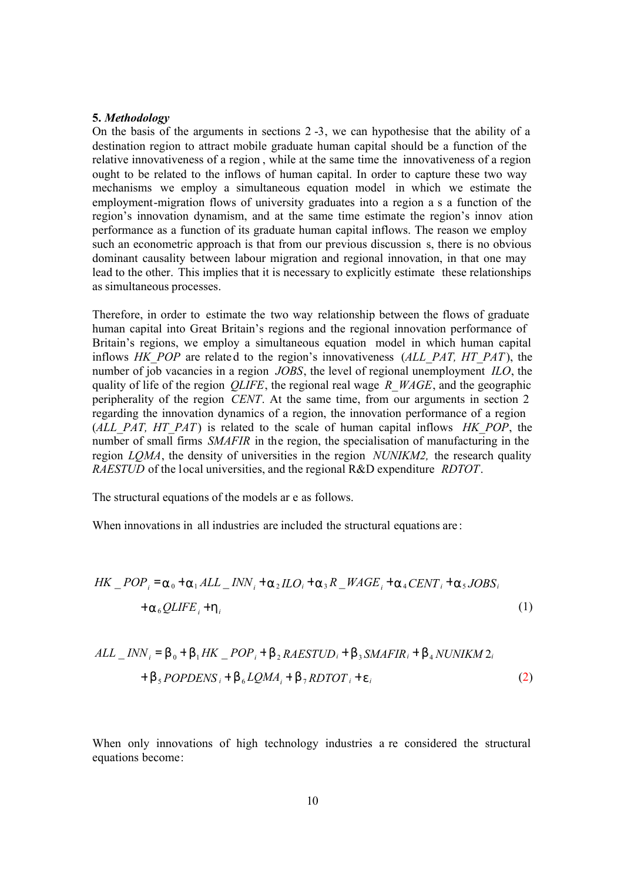**5.** ***Methodology***

On the basis of the arguments in sections 2 -3, we can hypothesise that the ability of a destination region to attract mobile graduate human capital should be a function of the relative innovativeness of a region , while at the same time the innovativeness of a region ought to be related to the inflows of human capital. In order to capture these two way mechanisms we employ a simultaneous equation model in which we estimate the employment-migration flows of university graduates into a region a s a function of the region's innovation dynamism, and at the same time estimate the region's innov ation performance as a function of its graduate human capital inflows. The reason we employ such an econometric approach is that from our previous discussion s, there is no obvious dominant causality between labour migration and regional innovation, in that one may lead to the other. This implies that it is necessary to explicitly estimate these relationships as simultaneous processes.

Therefore, in order to estimate the two way relationship between the flows of graduate human capital into Great Britain's regions and the regional innovation performance of Britain's regions, we employ a simultaneous equation model in which human capital inflows *HK_POP* are relate d to the region's innovativeness (*ALL_PAT, HT_PAT*), the number of job vacancies in a region *JOBS*, the level of regional unemployment *ILO*, the quality of life of the region *QLIFE*, the regional real wage *R_WAGE*, and the geographic peripherality of the region *CENT*. At the same time, from our arguments in section 2 regarding the innovation dynamics of a region, the innovation performance of a region (*ALL_PAT, HT_PAT*) is related to the scale of human capital inflows *HK_POP*, the number of small firms *SMAFIR* in th e region, the specialisation of manufacturing in the region *LQMA*, the density of universities in the region *NUNIKM2,* the research quality *RAESTUD* of the local universities, and the regional R&D expenditure *RDTOT*.

The structural equations of the models ar e as follows.

When innovations in all industries are included the structural equations are:

$$HK\_POP_i = \alpha_0 + \alpha_1 ALL\_INN_i + \alpha_2 ILO_i + \alpha_3 R\_WAGE_i + \alpha_4 CENT_i + \alpha_5 JOBS_i + \alpha_6 QLIFE_i + \eta_i \tag{1}$$

$$ALL\_INN_i = \beta_0 + \beta_1 HK\_POP_i + \beta_2 RAESTUD_i + \beta_3 SMAFIR_i + \beta_4 NUNIKM2_i + \beta_5 POPDENS_i + \beta_6 LQMA_i + \beta_7 RDTOT_i + \varepsilon_i \tag{2}$$

When only innovations of high technology industries a re considered the structural equations become: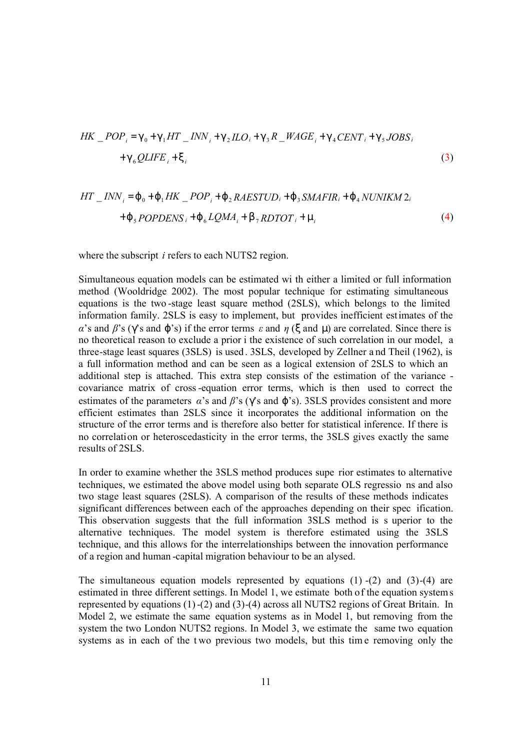$$HK\_POP_i = \gamma_0 + \gamma_1 HT\_INN_i + \gamma_2 ILO_i + \gamma_3 R\_WAGE_i + \gamma_4 CENT_i + \gamma_5 JOBS_i + \gamma_6 QLIFE_i + \xi_i \quad (3)$$

$$HT\_INN_i = \varphi_0 + \varphi_1 HK\_POP_i + \varphi_2 RAESTUD_i + \varphi_3 SMAFIR_i + \varphi_4 NUNIKM2_i + \varphi_5 POPDENS_i + \varphi_6 LQMA_i + \beta_7 RDTOT_i + \mu_i \quad (4)$$

where the subscript $i$ refers to each NUTS2 region.

Simultaneous equation models can be estimated with either a limited or full information method (Wooldridge 2002). The most popular technique for estimating simultaneous equations is the two-stage least square method (2SLS), which belongs to the limited information family. 2SLS is easy to implement, but provides inefficient estimates of the $\alpha$'s and $\beta$'s ($\gamma$'s and $\varphi$'s) if the error terms $\varepsilon$ and $\eta$ ($\xi$ and $\mu$) are correlated. Since there is no theoretical reason to exclude a priori the existence of such correlation in our model, a three-stage least squares (3SLS) is used. 3SLS, developed by Zellner and Theil (1962), is a full information method and can be seen as a logical extension of 2SLS to which an additional step is attached. This extra step consists of the estimation of the variance-covariance matrix of cross-equation error terms, which is then used to correct the estimates of the parameters $\alpha$'s and $\beta$'s ($\gamma$'s and $\varphi$'s). 3SLS provides consistent and more efficient estimates than 2SLS since it incorporates the additional information on the structure of the error terms and is therefore also better for statistical inference. If there is no correlation or heteroscedasticity in the error terms, the 3SLS gives exactly the same results of 2SLS.

In order to examine whether the 3SLS method produces superior estimates to alternative techniques, we estimated the above model using both separate OLS regressions and also two stage least squares (2SLS). A comparison of the results of these methods indicates significant differences between each of the approaches depending on their specification. This observation suggests that the full information 3SLS method is superior to the alternative techniques. The model system is therefore estimated using the 3SLS technique, and this allows for the interrelationships between the innovation performance of a region and human-capital migration behaviour to be analysed.

The simultaneous equation models represented by equations (1)-(2) and (3)-(4) are estimated in three different settings. In Model 1, we estimate both of the equation systems represented by equations (1)-(2) and (3)-(4) across all NUTS2 regions of Great Britain. In Model 2, we estimate the same equation systems as in Model 1, but removing from the system the two London NUTS2 regions. In Model 3, we estimate the same two equation systems as in each of the two previous two models, but this time removing only the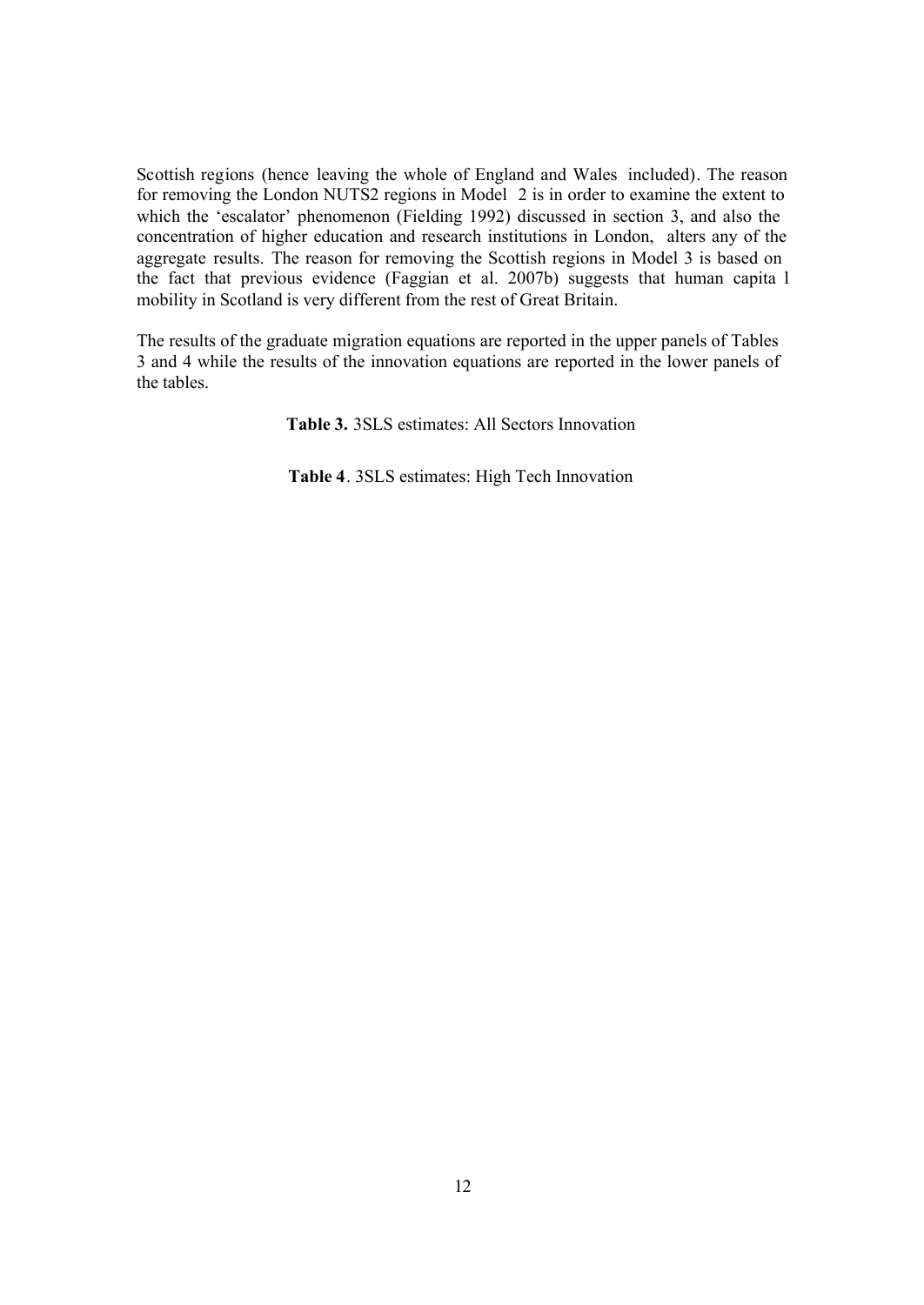Scottish regions (hence leaving the whole of England and Wales included). The reason for removing the London NUTS2 regions in Model 2 is in order to examine the extent to which the 'escalator' phenomenon (Fielding 1992) discussed in section 3, and also the concentration of higher education and research institutions in London, alters any of the aggregate results. The reason for removing the Scottish regions in Model 3 is based on the fact that previous evidence (Faggian et al. 2007b) suggests that human capita l mobility in Scotland is very different from the rest of Great Britain.

The results of the graduate migration equations are reported in the upper panels of Tables 3 and 4 while the results of the innovation equations are reported in the lower panels of the tables.

**Table 3.** 3SLS estimates: All Sectors Innovation

**Table 4**. 3SLS estimates: High Tech Innovation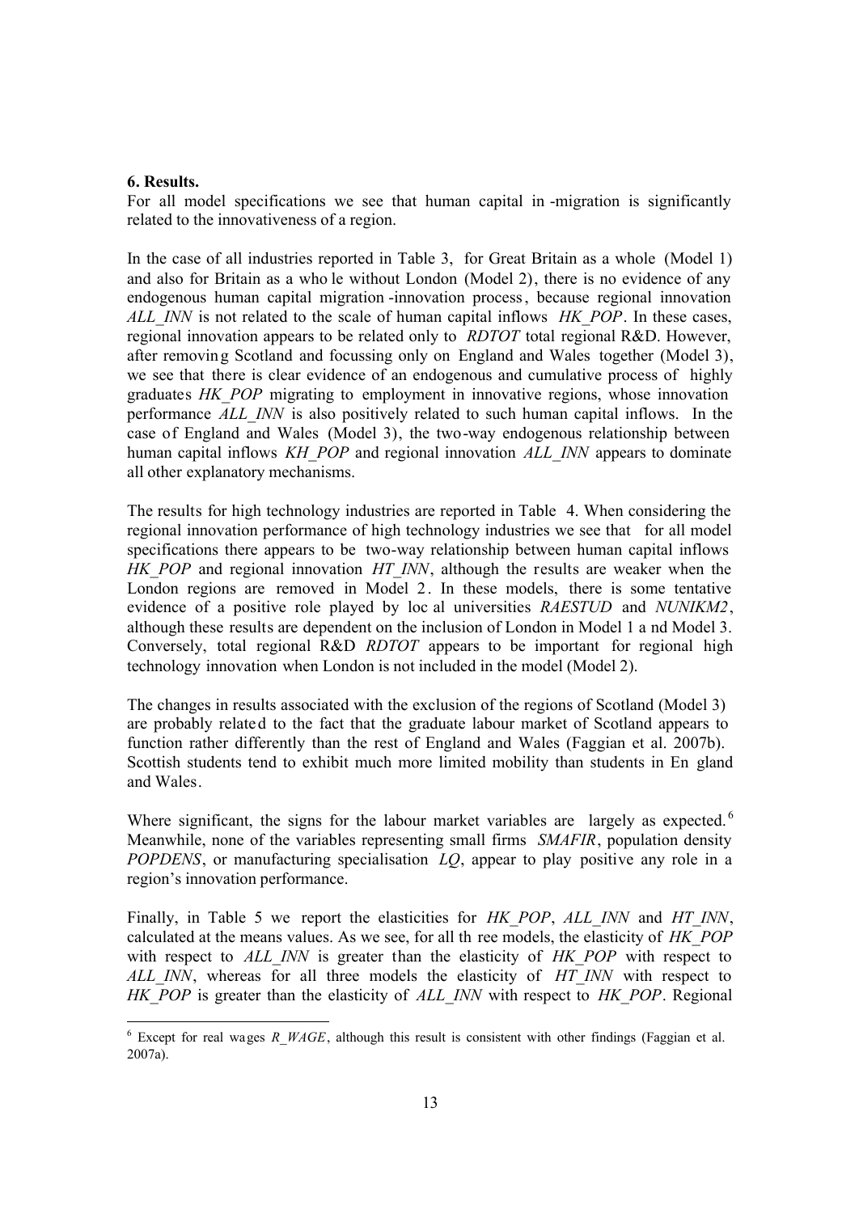**6. Results.**

For all model specifications we see that human capital in -migration is significantly related to the innovativeness of a region.

In the case of all industries reported in Table 3, for Great Britain as a whole (Model 1) and also for Britain as a whole without London (Model 2), there is no evidence of any endogenous human capital migration -innovation process, because regional innovation *ALL_INN* is not related to the scale of human capital inflows *HK_POP*. In these cases, regional innovation appears to be related only to *RDTOT* total regional R&D. However, after removing Scotland and focussing only on England and Wales together (Model 3), we see that there is clear evidence of an endogenous and cumulative process of highly graduates *HK_POP* migrating to employment in innovative regions, whose innovation performance *ALL_INN* is also positively related to such human capital inflows. In the case of England and Wales (Model 3), the two-way endogenous relationship between human capital inflows *KH_POP* and regional innovation *ALL_INN* appears to dominate all other explanatory mechanisms.

The results for high technology industries are reported in Table 4. When considering the regional innovation performance of high technology industries we see that for all model specifications there appears to be two-way relationship between human capital inflows *HK_POP* and regional innovation *HT_INN*, although the results are weaker when the London regions are removed in Model 2. In these models, there is some tentative evidence of a positive role played by loc al universities *RAESTUD* and *NUNIKM2*, although these results are dependent on the inclusion of London in Model 1 a nd Model 3. Conversely, total regional R&D *RDTOT* appears to be important for regional high technology innovation when London is not included in the model (Model 2).

The changes in results associated with the exclusion of the regions of Scotland (Model 3) are probably related to the fact that the graduate labour market of Scotland appears to function rather differently than the rest of England and Wales (Faggian et al. 2007b). Scottish students tend to exhibit much more limited mobility than students in En gland and Wales.

Where significant, the signs for the labour market variables are largely as expected.[6] Meanwhile, none of the variables representing small firms *SMAFIR*, population density *POPDENS*, or manufacturing specialisation *LQ*, appear to play positive any role in a region's innovation performance.

Finally, in Table 5 we report the elasticities for *HK_POP*, *ALL_INN* and *HT_INN*, calculated at the means values. As we see, for all th ree models, the elasticity of *HK_POP* with respect to *ALL_INN* is greater than the elasticity of *HK_POP* with respect to *ALL_INN*, whereas for all three models the elasticity of *HT_INN* with respect to *HK_POP* is greater than the elasticity of *ALL_INN* with respect to *HK_POP*. Regional

[6] Except for real wages *R_WAGE*, although this result is consistent with other findings (Faggian et al. 2007a).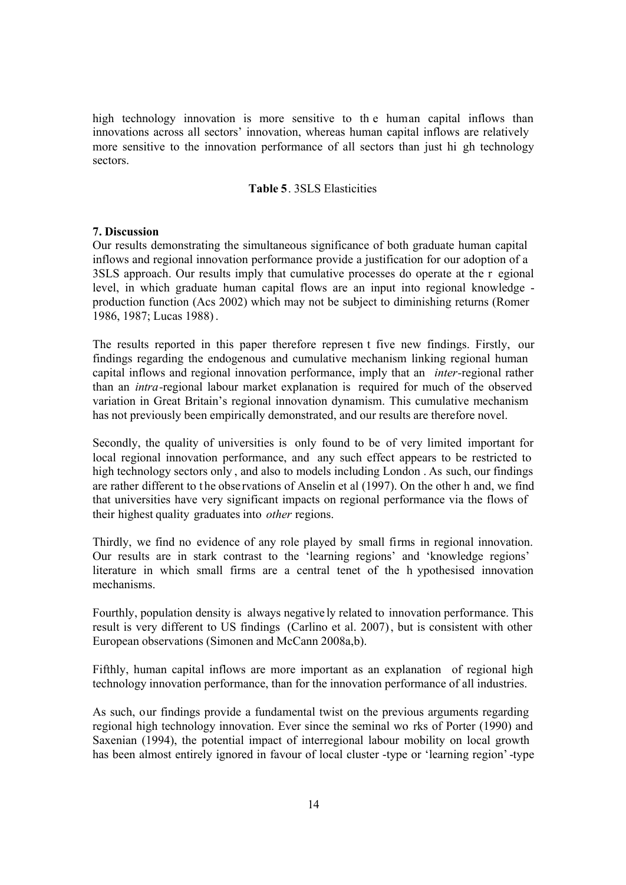high technology innovation is more sensitive to the human capital inflows than innovations across all sectors' innovation, whereas human capital inflows are relatively more sensitive to the innovation performance of all sectors than just high technology sectors.

**Table 5**. 3SLS Elasticities

**7. Discussion**

Our results demonstrating the simultaneous significance of both graduate human capital inflows and regional innovation performance provide a justification for our adoption of a 3SLS approach. Our results imply that cumulative processes do operate at the regional level, in which graduate human capital flows are an input into regional knowledge - production function (Acs 2002) which may not be subject to diminishing returns (Romer 1986, 1987; Lucas 1988).

The results reported in this paper therefore represent five new findings. Firstly, our findings regarding the endogenous and cumulative mechanism linking regional human capital inflows and regional innovation performance, imply that an *inter*-regional rather than an *intra*-regional labour market explanation is required for much of the observed variation in Great Britain's regional innovation dynamism. This cumulative mechanism has not previously been empirically demonstrated, and our results are therefore novel.

Secondly, the quality of universities is only found to be of very limited important for local regional innovation performance, and any such effect appears to be restricted to high technology sectors only, and also to models including London. As such, our findings are rather different to the observations of Anselin et al (1997). On the other hand, we find that universities have very significant impacts on regional performance via the flows of their highest quality graduates into *other* regions.

Thirdly, we find no evidence of any role played by small firms in regional innovation. Our results are in stark contrast to the 'learning regions' and 'knowledge regions' literature in which small firms are a central tenet of the hypothesised innovation mechanisms.

Fourthly, population density is always negatively related to innovation performance. This result is very different to US findings (Carlino et al. 2007), but is consistent with other European observations (Simonen and McCann 2008a,b).

Fifthly, human capital inflows are more important as an explanation of regional high technology innovation performance, than for the innovation performance of all industries.

As such, our findings provide a fundamental twist on the previous arguments regarding regional high technology innovation. Ever since the seminal works of Porter (1990) and Saxenian (1994), the potential impact of interregional labour mobility on local growth has been almost entirely ignored in favour of local cluster -type or 'learning region'-type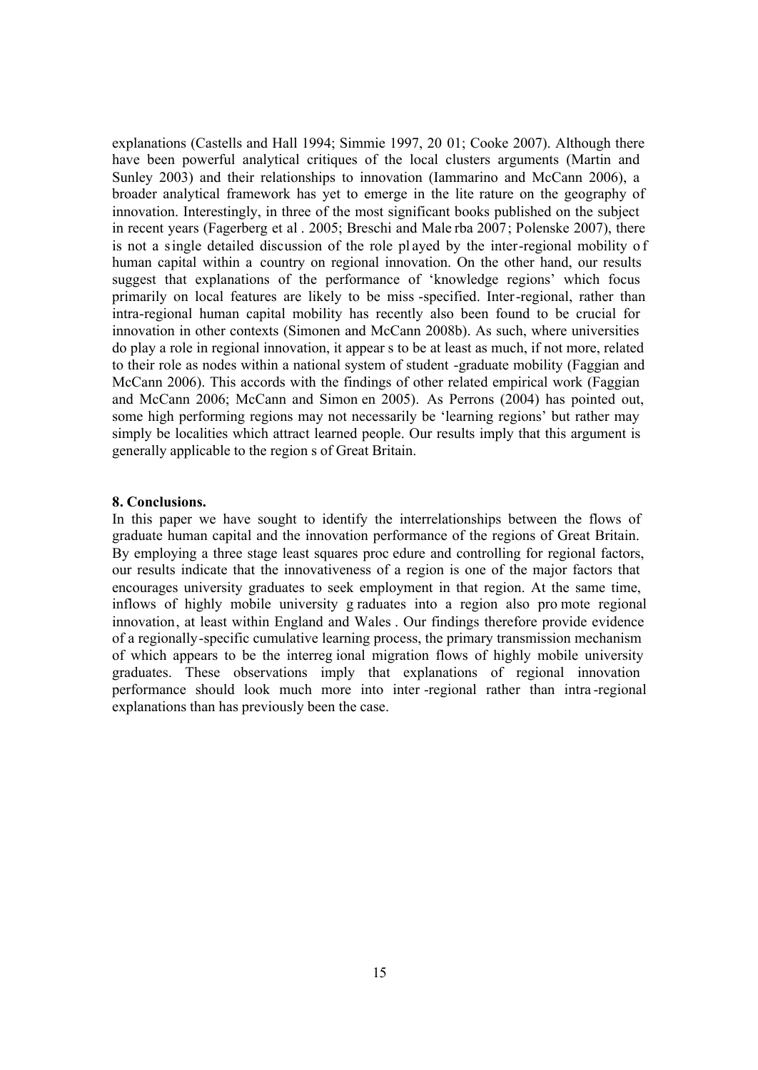explanations (Castells and Hall 1994; Simmie 1997, 2001; Cooke 2007). Although there have been powerful analytical critiques of the local clusters arguments (Martin and Sunley 2003) and their relationships to innovation (Iammarino and McCann 2006), a broader analytical framework has yet to emerge in the literature on the geography of innovation. Interestingly, in three of the most significant books published on the subject in recent years (Fagerberg et al. 2005; Breschi and Malerba 2007; Polenske 2007), there is not a single detailed discussion of the role played by the inter-regional mobility of human capital within a country on regional innovation. On the other hand, our results suggest that explanations of the performance of 'knowledge regions' which focus primarily on local features are likely to be miss-specified. Inter-regional, rather than intra-regional human capital mobility has recently also been found to be crucial for innovation in other contexts (Simonen and McCann 2008b). As such, where universities do play a role in regional innovation, it appears to be at least as much, if not more, related to their role as nodes within a national system of student-graduate mobility (Faggian and McCann 2006). This accords with the findings of other related empirical work (Faggian and McCann 2006; McCann and Simonen 2005). As Perrons (2004) has pointed out, some high performing regions may not necessarily be 'learning regions' but rather may simply be localities which attract learned people. Our results imply that this argument is generally applicable to the regions of Great Britain.

**8. Conclusions.**

In this paper we have sought to identify the interrelationships between the flows of graduate human capital and the innovation performance of the regions of Great Britain. By employing a three stage least squares procedure and controlling for regional factors, our results indicate that the innovativeness of a region is one of the major factors that encourages university graduates to seek employment in that region. At the same time, inflows of highly mobile university graduates into a region also promote regional innovation, at least within England and Wales. Our findings therefore provide evidence of a regionally-specific cumulative learning process, the primary transmission mechanism of which appears to be the interregional migration flows of highly mobile university graduates. These observations imply that explanations of regional innovation performance should look much more into inter-regional rather than intra-regional explanations than has previously been the case.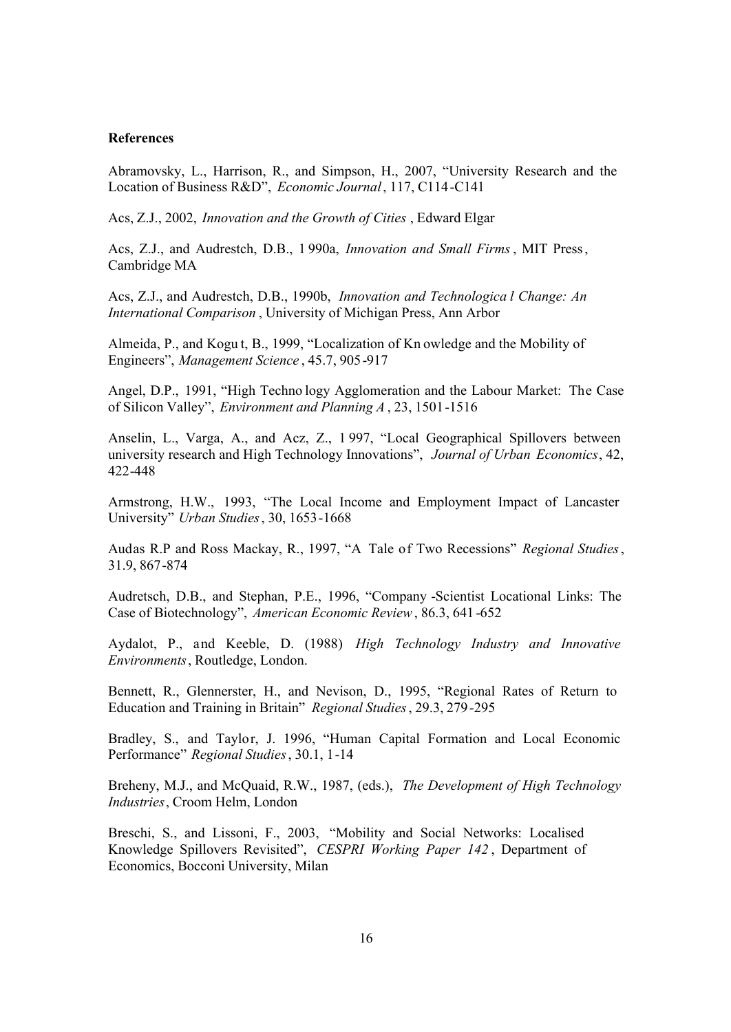**References**

Abramovsky, L., Harrison, R., and Simpson, H., 2007, "University Research and the Location of Business R&D", *Economic Journal*, 117, C114-C141

Acs, Z.J., 2002, *Innovation and the Growth of Cities*, Edward Elgar

Acs, Z.J., and Audrestch, D.B., 1990a, *Innovation and Small Firms*, MIT Press, Cambridge MA

Acs, Z.J., and Audrestch, D.B., 1990b, *Innovation and Technological Change: An International Comparison*, University of Michigan Press, Ann Arbor

Almeida, P., and Kogut, B., 1999, "Localization of Knowledge and the Mobility of Engineers", *Management Science*, 45.7, 905-917

Angel, D.P., 1991, "High Technology Agglomeration and the Labour Market: The Case of Silicon Valley", *Environment and Planning A*, 23, 1501-1516

Anselin, L., Varga, A., and Acz, Z., 1997, "Local Geographical Spillovers between university research and High Technology Innovations", *Journal of Urban Economics*, 42, 422-448

Armstrong, H.W., 1993, "The Local Income and Employment Impact of Lancaster University" *Urban Studies*, 30, 1653-1668

Audas R.P and Ross Mackay, R., 1997, "A Tale of Two Recessions" *Regional Studies*, 31.9, 867-874

Audretsch, D.B., and Stephan, P.E., 1996, "Company-Scientist Locational Links: The Case of Biotechnology", *American Economic Review*, 86.3, 641-652

Aydalot, P., and Keeble, D. (1988) *High Technology Industry and Innovative Environments*, Routledge, London.

Bennett, R., Glennerster, H., and Nevison, D., 1995, "Regional Rates of Return to Education and Training in Britain" *Regional Studies*, 29.3, 279-295

Bradley, S., and Taylor, J. 1996, "Human Capital Formation and Local Economic Performance" *Regional Studies*, 30.1, 1-14

Breheny, M.J., and McQuaid, R.W., 1987, (eds.), *The Development of High Technology Industries*, Croom Helm, London

Breschi, S., and Lissoni, F., 2003, "Mobility and Social Networks: Localised Knowledge Spillovers Revisited", *CESPRI Working Paper 142*, Department of Economics, Bocconi University, Milan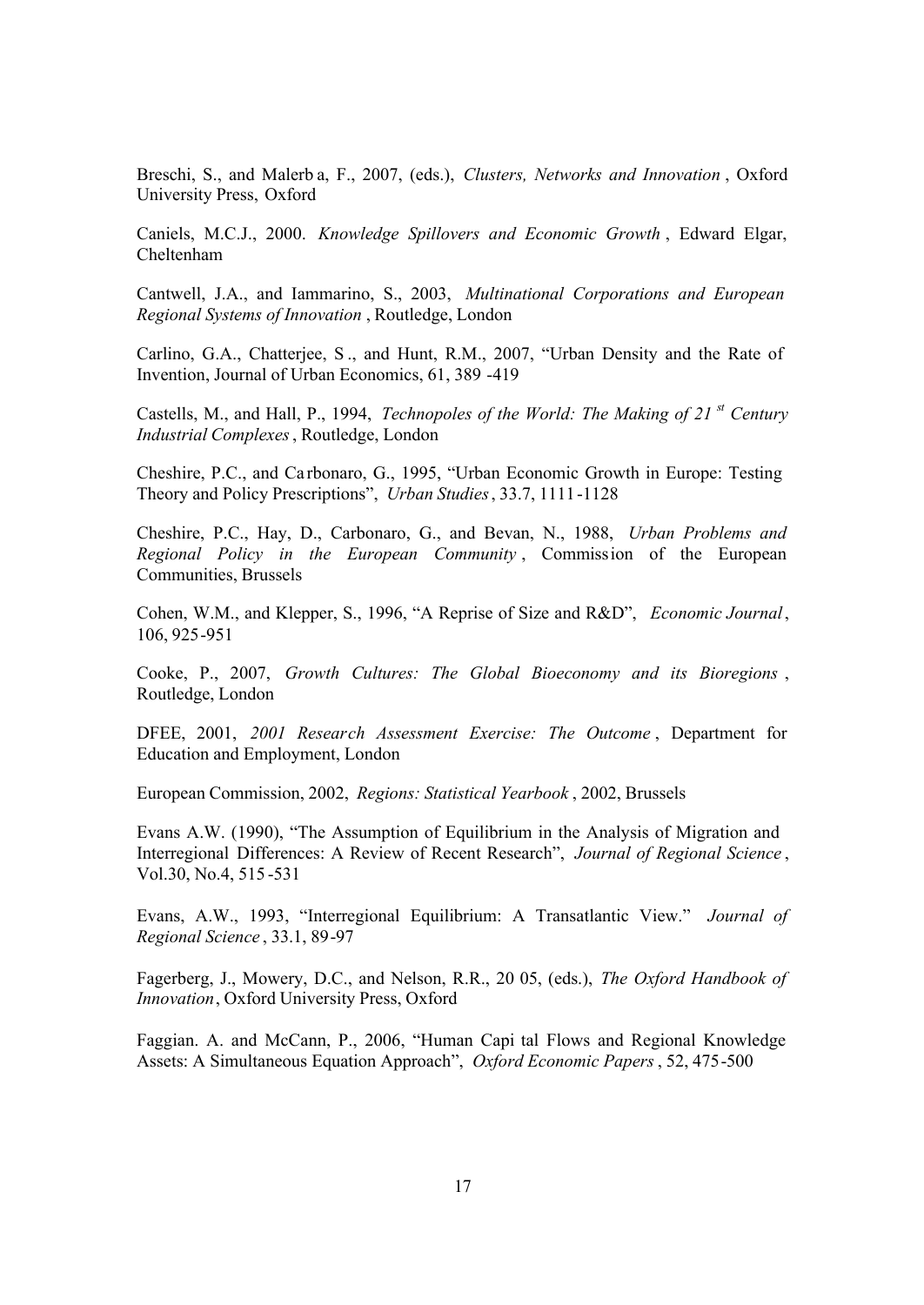Breschi, S., and Malerba, F., 2007, (eds.), *Clusters, Networks and Innovation*, Oxford University Press, Oxford

Caniels, M.C.J., 2000. *Knowledge Spillovers and Economic Growth*, Edward Elgar, Cheltenham

Cantwell, J.A., and Iammarino, S., 2003, *Multinational Corporations and European Regional Systems of Innovation*, Routledge, London

Carlino, G.A., Chatterjee, S., and Hunt, R.M., 2007, "Urban Density and the Rate of Invention, Journal of Urban Economics, 61, 389-419

Castells, M., and Hall, P., 1994, *Technopoles of the World: The Making of 21st Century Industrial Complexes*, Routledge, London

Cheshire, P.C., and Carbonaro, G., 1995, "Urban Economic Growth in Europe: Testing Theory and Policy Prescriptions", *Urban Studies*, 33.7, 1111-1128

Cheshire, P.C., Hay, D., Carbonaro, G., and Bevan, N., 1988, *Urban Problems and Regional Policy in the European Community*, Commission of the European Communities, Brussels

Cohen, W.M., and Klepper, S., 1996, "A Reprise of Size and R&D", *Economic Journal*, 106, 925-951

Cooke, P., 2007, *Growth Cultures: The Global Bioeconomy and its Bioregions*, Routledge, London

DFEE, 2001, *2001 Research Assessment Exercise: The Outcome*, Department for Education and Employment, London

European Commission, 2002, *Regions: Statistical Yearbook*, 2002, Brussels

Evans A.W. (1990), "The Assumption of Equilibrium in the Analysis of Migration and Interregional Differences: A Review of Recent Research", *Journal of Regional Science*, Vol.30, No.4, 515-531

Evans, A.W., 1993, "Interregional Equilibrium: A Transatlantic View." *Journal of Regional Science*, 33.1, 89-97

Fagerberg, J., Mowery, D.C., and Nelson, R.R., 2005, (eds.), *The Oxford Handbook of Innovation*, Oxford University Press, Oxford

Faggian. A. and McCann, P., 2006, "Human Capital Flows and Regional Knowledge Assets: A Simultaneous Equation Approach", *Oxford Economic Papers*, 52, 475-500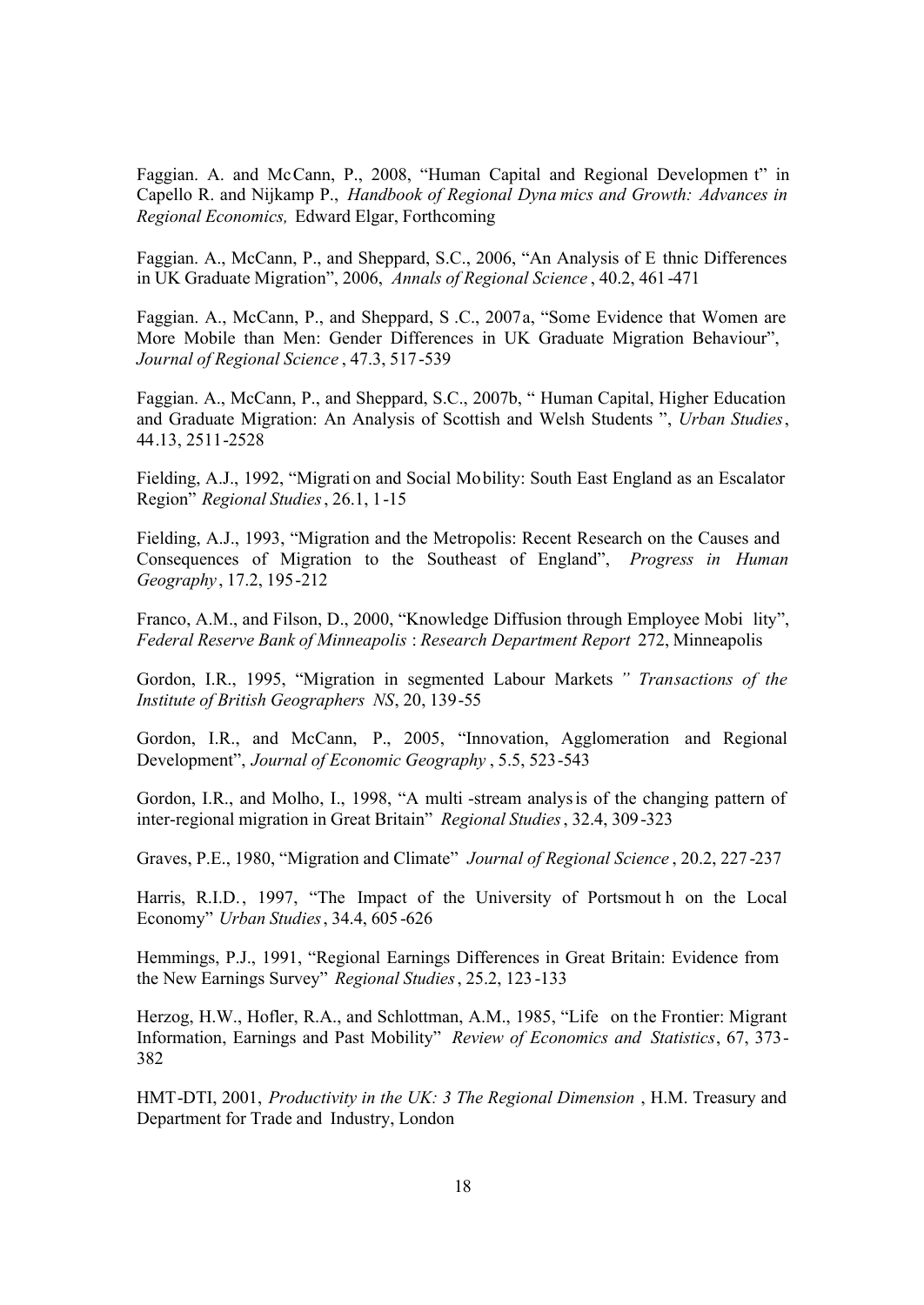Faggian. A. and McCann, P., 2008, "Human Capital and Regional Development" in Capello R. and Nijkamp P., *Handbook of Regional Dynamics and Growth: Advances in Regional Economics,* Edward Elgar, Forthcoming

Faggian. A., McCann, P., and Sheppard, S.C., 2006, "An Analysis of Ethnic Differences in UK Graduate Migration", 2006, *Annals of Regional Science*, 40.2, 461-471

Faggian. A., McCann, P., and Sheppard, S.C., 2007a, "Some Evidence that Women are More Mobile than Men: Gender Differences in UK Graduate Migration Behaviour", *Journal of Regional Science*, 47.3, 517-539

Faggian. A., McCann, P., and Sheppard, S.C., 2007b, " Human Capital, Higher Education and Graduate Migration: An Analysis of Scottish and Welsh Students ", *Urban Studies*, 44.13, 2511-2528

Fielding, A.J., 1992, "Migration and Social Mobility: South East England as an Escalator Region" *Regional Studies*, 26.1, 1-15

Fielding, A.J., 1993, "Migration and the Metropolis: Recent Research on the Causes and Consequences of Migration to the Southeast of England", *Progress in Human Geography*, 17.2, 195-212

Franco, A.M., and Filson, D., 2000, "Knowledge Diffusion through Employee Mobility", *Federal Reserve Bank of Minneapolis* : *Research Department Report* 272, Minneapolis

Gordon, I.R., 1995, "Migration in segmented Labour Markets" *Transactions of the Institute of British Geographers NS*, 20, 139-55

Gordon, I.R., and McCann, P., 2005, "Innovation, Agglomeration and Regional Development", *Journal of Economic Geography*, 5.5, 523-543

Gordon, I.R., and Molho, I., 1998, "A multi-stream analysis of the changing pattern of inter-regional migration in Great Britain" *Regional Studies*, 32.4, 309-323

Graves, P.E., 1980, "Migration and Climate" *Journal of Regional Science*, 20.2, 227-237

Harris, R.I.D., 1997, "The Impact of the University of Portsmouth on the Local Economy" *Urban Studies*, 34.4, 605-626

Hemmings, P.J., 1991, "Regional Earnings Differences in Great Britain: Evidence from the New Earnings Survey" *Regional Studies*, 25.2, 123-133

Herzog, H.W., Hofler, R.A., and Schlottman, A.M., 1985, "Life on the Frontier: Migrant Information, Earnings and Past Mobility" *Review of Economics and Statistics*, 67, 373-382

HMT-DTI, 2001, *Productivity in the UK: 3 The Regional Dimension*, H.M. Treasury and Department for Trade and Industry, London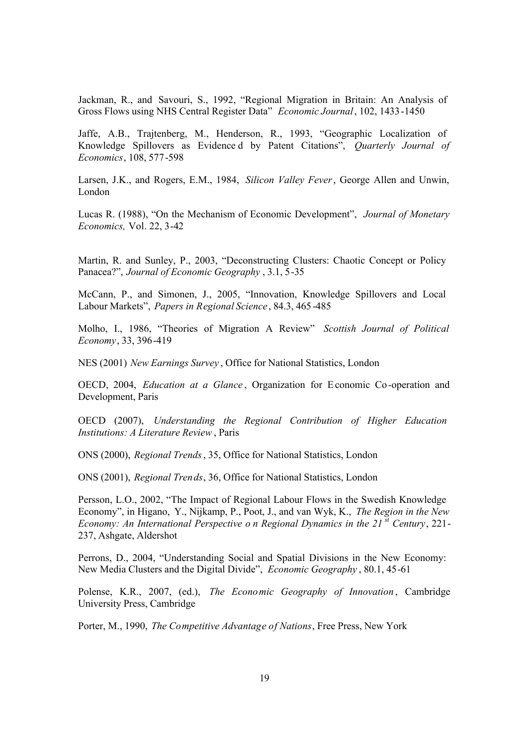Jackman, R., and Savouri, S., 1992, "Regional Migration in Britain: An Analysis of Gross Flows using NHS Central Register Data" *Economic Journal*, 102, 1433-1450

Jaffe, A.B., Trajtenberg, M., Henderson, R., 1993, "Geographic Localization of Knowledge Spillovers as Evidenced by Patent Citations", *Quarterly Journal of Economics*, 108, 577-598

Larsen, J.K., and Rogers, E.M., 1984, *Silicon Valley Fever*, George Allen and Unwin, London

Lucas R. (1988), "On the Mechanism of Economic Development", *Journal of Monetary Economics,* Vol. 22, 3-42

Martin, R. and Sunley, P., 2003, "Deconstructing Clusters: Chaotic Concept or Policy Panacea?", *Journal of Economic Geography*, 3.1, 5-35

McCann, P., and Simonen, J., 2005, "Innovation, Knowledge Spillovers and Local Labour Markets", *Papers in Regional Science*, 84.3, 465-485

Molho, I., 1986, "Theories of Migration A Review" *Scottish Journal of Political Economy*, 33, 396-419

NES (2001) *New Earnings Survey*, Office for National Statistics, London

OECD, 2004, *Education at a Glance*, Organization for Economic Co-operation and Development, Paris

OECD (2007), *Understanding the Regional Contribution of Higher Education Institutions: A Literature Review*, Paris

ONS (2000), *Regional Trends*, 35, Office for National Statistics, London

ONS (2001), *Regional Trends*, 36, Office for National Statistics, London

Persson, L.O., 2002, "The Impact of Regional Labour Flows in the Swedish Knowledge Economy", in Higano, Y., Nijkamp, P., Poot, J., and van Wyk, K., *The Region in the New Economy: An International Perspective on Regional Dynamics in the 21st Century*, 221-237, Ashgate, Aldershot

Perrons, D., 2004, "Understanding Social and Spatial Divisions in the New Economy: New Media Clusters and the Digital Divide", *Economic Geography*, 80.1, 45-61

Polense, K.R., 2007, (ed.), *The Economic Geography of Innovation*, Cambridge University Press, Cambridge

Porter, M., 1990, *The Competitive Advantage of Nations*, Free Press, New York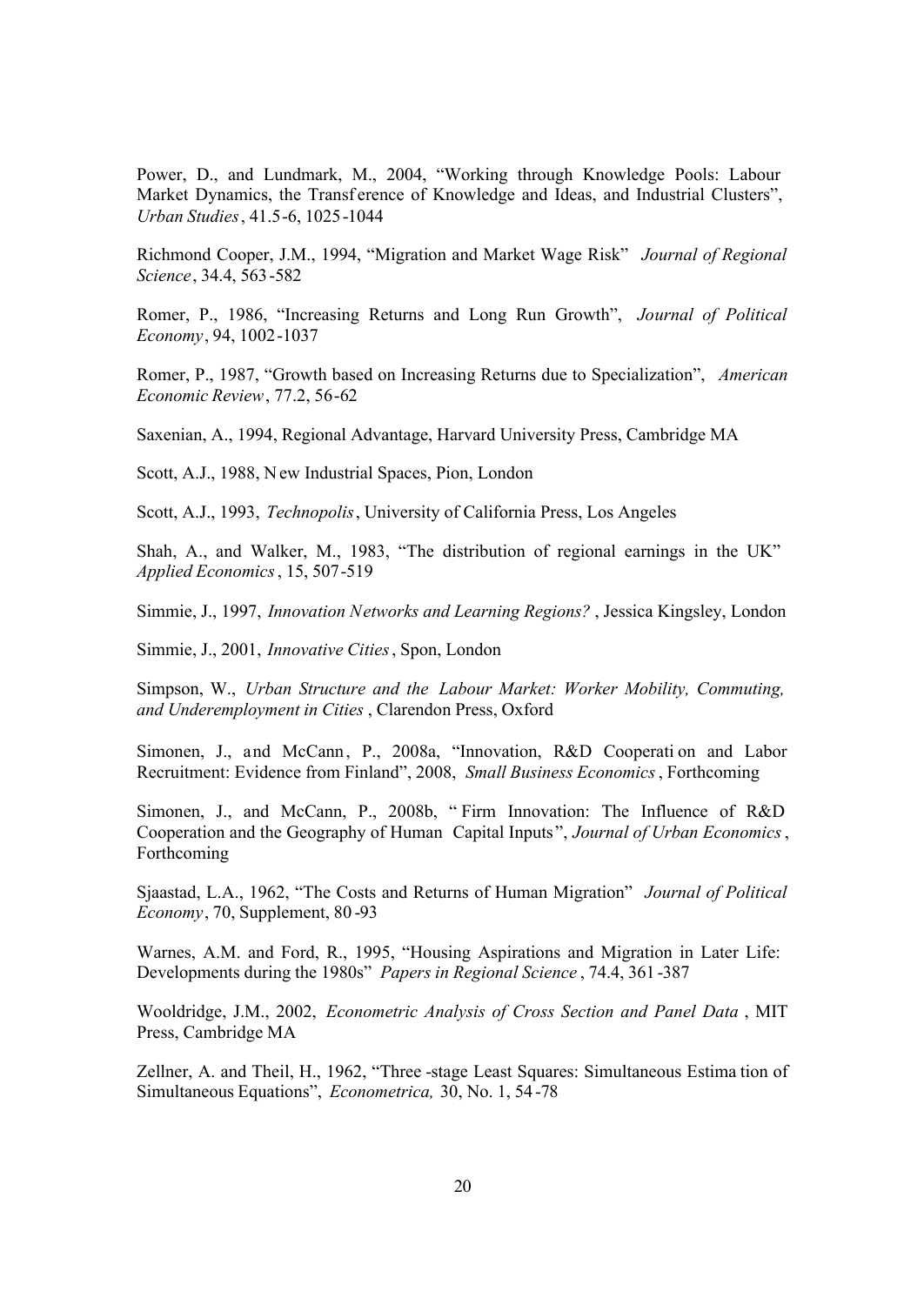Power, D., and Lundmark, M., 2004, "Working through Knowledge Pools: Labour Market Dynamics, the Transference of Knowledge and Ideas, and Industrial Clusters", *Urban Studies*, 41.5-6, 1025-1044

Richmond Cooper, J.M., 1994, "Migration and Market Wage Risk" *Journal of Regional Science*, 34.4, 563-582

Romer, P., 1986, "Increasing Returns and Long Run Growth", *Journal of Political Economy*, 94, 1002-1037

Romer, P., 1987, "Growth based on Increasing Returns due to Specialization", *American Economic Review*, 77.2, 56-62

Saxenian, A., 1994, Regional Advantage, Harvard University Press, Cambridge MA

Scott, A.J., 1988, New Industrial Spaces, Pion, London

Scott, A.J., 1993, *Technopolis*, University of California Press, Los Angeles

Shah, A., and Walker, M., 1983, "The distribution of regional earnings in the UK" *Applied Economics*, 15, 507-519

Simmie, J., 1997, *Innovation Networks and Learning Regions?*, Jessica Kingsley, London

Simmie, J., 2001, *Innovative Cities*, Spon, London

Simpson, W., *Urban Structure and the Labour Market: Worker Mobility, Commuting, and Underemployment in Cities*, Clarendon Press, Oxford

Simonen, J., and McCann, P., 2008a, "Innovation, R&D Cooperation and Labor Recruitment: Evidence from Finland", 2008, *Small Business Economics*, Forthcoming

Simonen, J., and McCann, P., 2008b, "Firm Innovation: The Influence of R&D Cooperation and the Geography of Human Capital Inputs", *Journal of Urban Economics*, Forthcoming

Sjaastad, L.A., 1962, "The Costs and Returns of Human Migration" *Journal of Political Economy*, 70, Supplement, 80-93

Warnes, A.M. and Ford, R., 1995, "Housing Aspirations and Migration in Later Life: Developments during the 1980s" *Papers in Regional Science*, 74.4, 361-387

Wooldridge, J.M., 2002, *Econometric Analysis of Cross Section and Panel Data*, MIT Press, Cambridge MA

Zellner, A. and Theil, H., 1962, "Three-stage Least Squares: Simultaneous Estimation of Simultaneous Equations", *Econometrica,* 30, No. 1, 54-78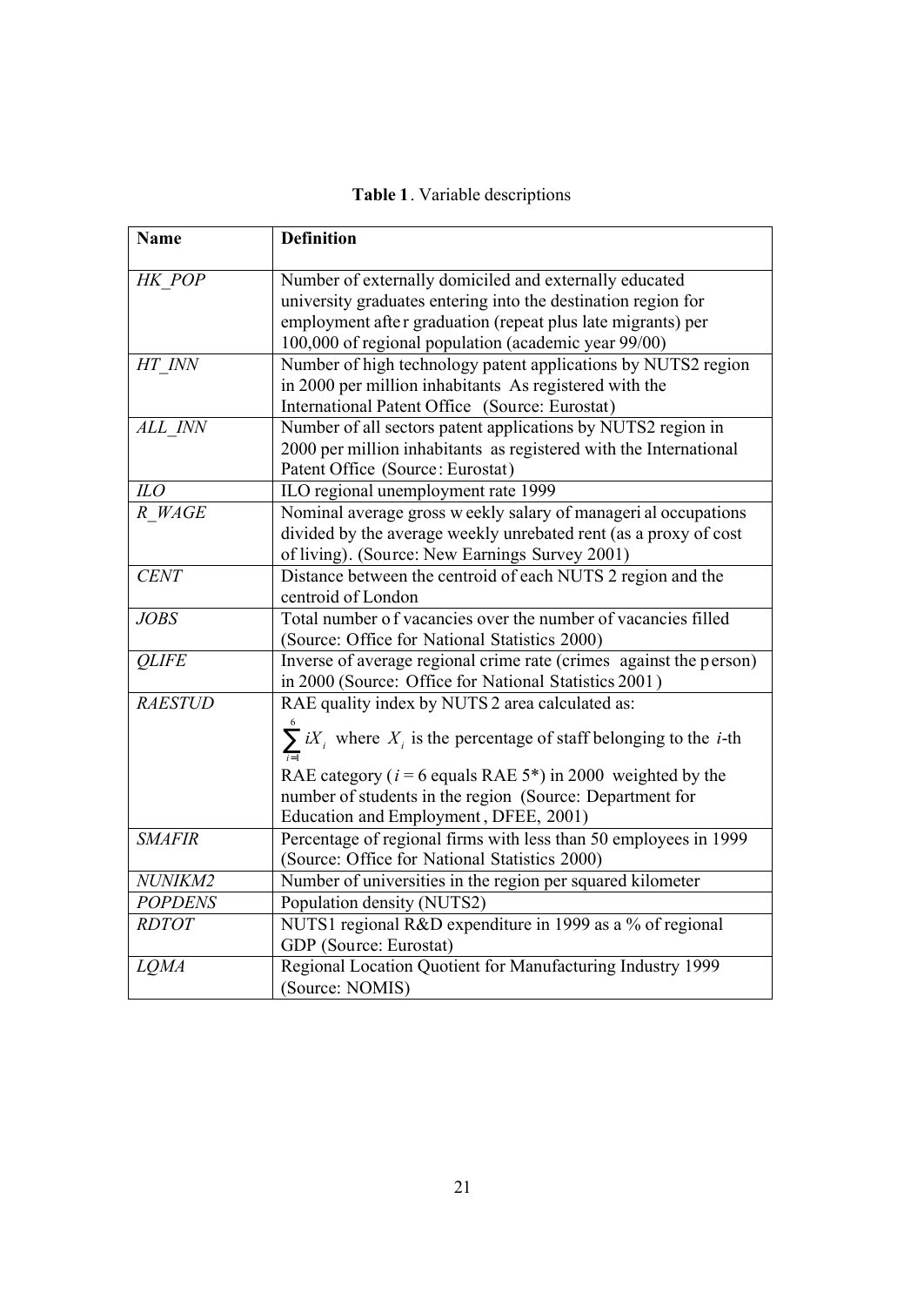**Table 1**. Variable descriptions

| **Name** | **Definition** |
|---|---|
| *HK_POP* | Number of externally domiciled and externally educated university graduates entering into the destination region for employment after graduation (repeat plus late migrants) per 100,000 of regional population (academic year 99/00) |
| *HT_INN* | Number of high technology patent applications by NUTS2 region in 2000 per million inhabitants As registered with the International Patent Office (Source: Eurostat) |
| *ALL_INN* | Number of all sectors patent applications by NUTS2 region in 2000 per million inhabitants as registered with the International Patent Office (Source: Eurostat) |
| *ILO* | ILO regional unemployment rate 1999 |
| *R_WAGE* | Nominal average gross weekly salary of managerial occupations divided by the average weekly unrebated rent (as a proxy of cost of living). (Source: New Earnings Survey 2001) |
| *CENT* | Distance between the centroid of each NUTS 2 region and the centroid of London |
| *JOBS* | Total number of vacancies over the number of vacancies filled (Source: Office for National Statistics 2000) |
| *QLIFE* | Inverse of average regional crime rate (crimes against the person) in 2000 (Source: Office for National Statistics 2001) |
| *RAESTUD* | RAE quality index by NUTS 2 area calculated as: $\sum_{i=1}^{6} iX_i$ where $X_i$ is the percentage of staff belonging to the $i$-th RAE category ($i = 6$ equals RAE 5*) in 2000 weighted by the number of students in the region (Source: Department for Education and Employment, DFEE, 2001) |
| *SMAFIR* | Percentage of regional firms with less than 50 employees in 1999 (Source: Office for National Statistics 2000) |
| *NUNIKM2* | Number of universities in the region per squared kilometer |
| *POPDENS* | Population density (NUTS2) |
| *RDTOT* | NUTS1 regional R&D expenditure in 1999 as a % of regional GDP (Source: Eurostat) |
| *LQMA* | Regional Location Quotient for Manufacturing Industry 1999 (Source: NOMIS) |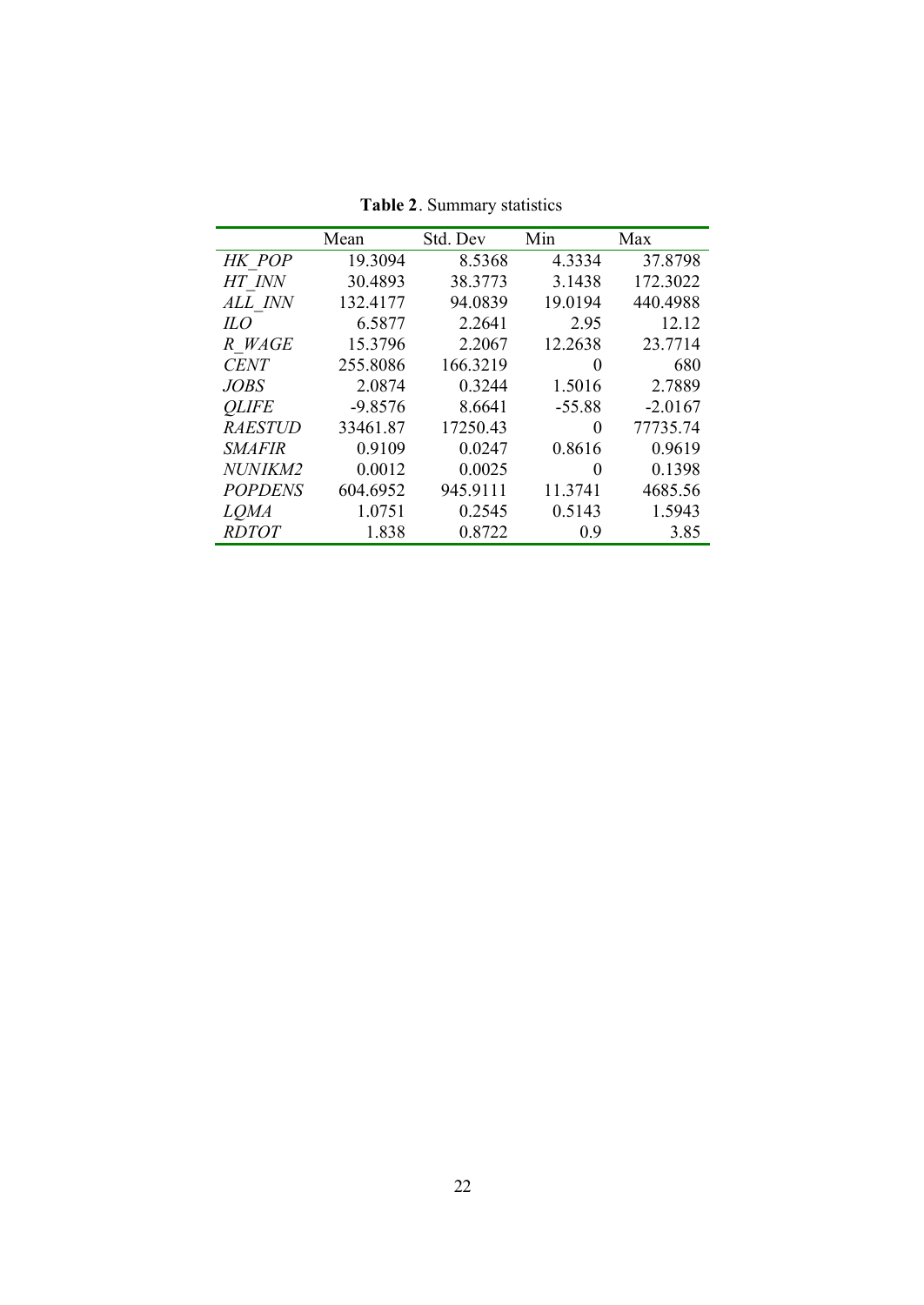**Table 2**. Summary statistics

| | Mean | Std. Dev | Min | Max |
|---|---|---|---|---|
| *HK_POP* | 19.3094 | 8.5368 | 4.3334 | 37.8798 |
| *HT_INN* | 30.4893 | 38.3773 | 3.1438 | 172.3022 |
| *ALL_INN* | 132.4177 | 94.0839 | 19.0194 | 440.4988 |
| *ILO* | 6.5877 | 2.2641 | 2.95 | 12.12 |
| *R_WAGE* | 15.3796 | 2.2067 | 12.2638 | 23.7714 |
| *CENT* | 255.8086 | 166.3219 | 0 | 680 |
| *JOBS* | 2.0874 | 0.3244 | 1.5016 | 2.7889 |
| *QLIFE* | -9.8576 | 8.6641 | -55.88 | -2.0167 |
| *RAESTUD* | 33461.87 | 17250.43 | 0 | 77735.74 |
| *SMAFIR* | 0.9109 | 0.0247 | 0.8616 | 0.9619 |
| *NUNIKM2* | 0.0012 | 0.0025 | 0 | 0.1398 |
| *POPDENS* | 604.6952 | 945.9111 | 11.3741 | 4685.56 |
| *LQMA* | 1.0751 | 0.2545 | 0.5143 | 1.5943 |
| *RDTOT* | 1.838 | 0.8722 | 0.9 | 3.85 |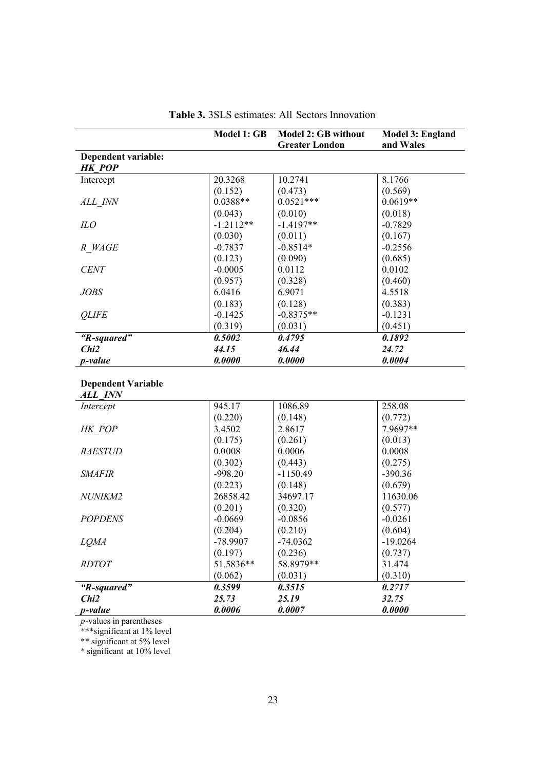**Table 3.** 3SLS estimates: All Sectors Innovation

| | Model 1: GB | Model 2: GB without Greater London | Model 3: England and Wales |
|---|---|---|---|
| **Dependent variable: *HK_POP*** | | | |
| Intercept | 20.3268 | 10.2741 | 8.1766 |
| | (0.152) | (0.473) | (0.569) |
| *ALL_INN* | 0.0388** | 0.0521*** | 0.0619** |
| | (0.043) | (0.010) | (0.018) |
| *ILO* | -1.2112** | -1.4197** | -0.7829 |
| | (0.030) | (0.011) | (0.167) |
| *R_WAGE* | -0.7837 | -0.8514* | -0.2556 |
| | (0.123) | (0.090) | (0.685) |
| *CENT* | -0.0005 | 0.0112 | 0.0102 |
| | (0.957) | (0.328) | (0.460) |
| *JOBS* | 6.0416 | 6.9071 | 4.5518 |
| | (0.183) | (0.128) | (0.383) |
| *QLIFE* | -0.1425 | -0.8375** | -0.1231 |
| | (0.319) | (0.031) | (0.451) |
| ***"R-squared"*** | ***0.5002*** | ***0.4795*** | ***0.1892*** |
| ***Chi2*** | ***44.15*** | ***46.44*** | ***24.72*** |
| ***p-value*** | ***0.0000*** | ***0.0000*** | ***0.0004*** |
| **Dependent Variable *ALL_INN*** | | | |
| *Intercept* | 945.17 | 1086.89 | 258.08 |
| | (0.220) | (0.148) | (0.772) |
| *HK_POP* | 3.4502 | 2.8617 | 7.9697** |
| | (0.175) | (0.261) | (0.013) |
| *RAESTUD* | 0.0008 | 0.0006 | 0.0008 |
| | (0.302) | (0.443) | (0.275) |
| *SMAFIR* | -998.20 | -1150.49 | -390.36 |
| | (0.223) | (0.148) | (0.679) |
| *NUNIKM2* | 26858.42 | 34697.17 | 11630.06 |
| | (0.201) | (0.320) | (0.577) |
| *POPDENS* | -0.0669 | -0.0856 | -0.0261 |
| | (0.204) | (0.210) | (0.604) |
| *LQMA* | -78.9907 | -74.0362 | -19.0264 |
| | (0.197) | (0.236) | (0.737) |
| *RDTOT* | 51.5836** | 58.8979** | 31.474 |
| | (0.062) | (0.031) | (0.310) |
| ***"R-squared"*** | ***0.3599*** | ***0.3515*** | ***0.2717*** |
| ***Chi2*** | ***25.73*** | ***25.19*** | ***32.75*** |
| ***p-value*** | ***0.0006*** | ***0.0007*** | ***0.0000*** |

*p*-values in parentheses

***significant at 1% level

** significant at 5% level

* significant at 10% level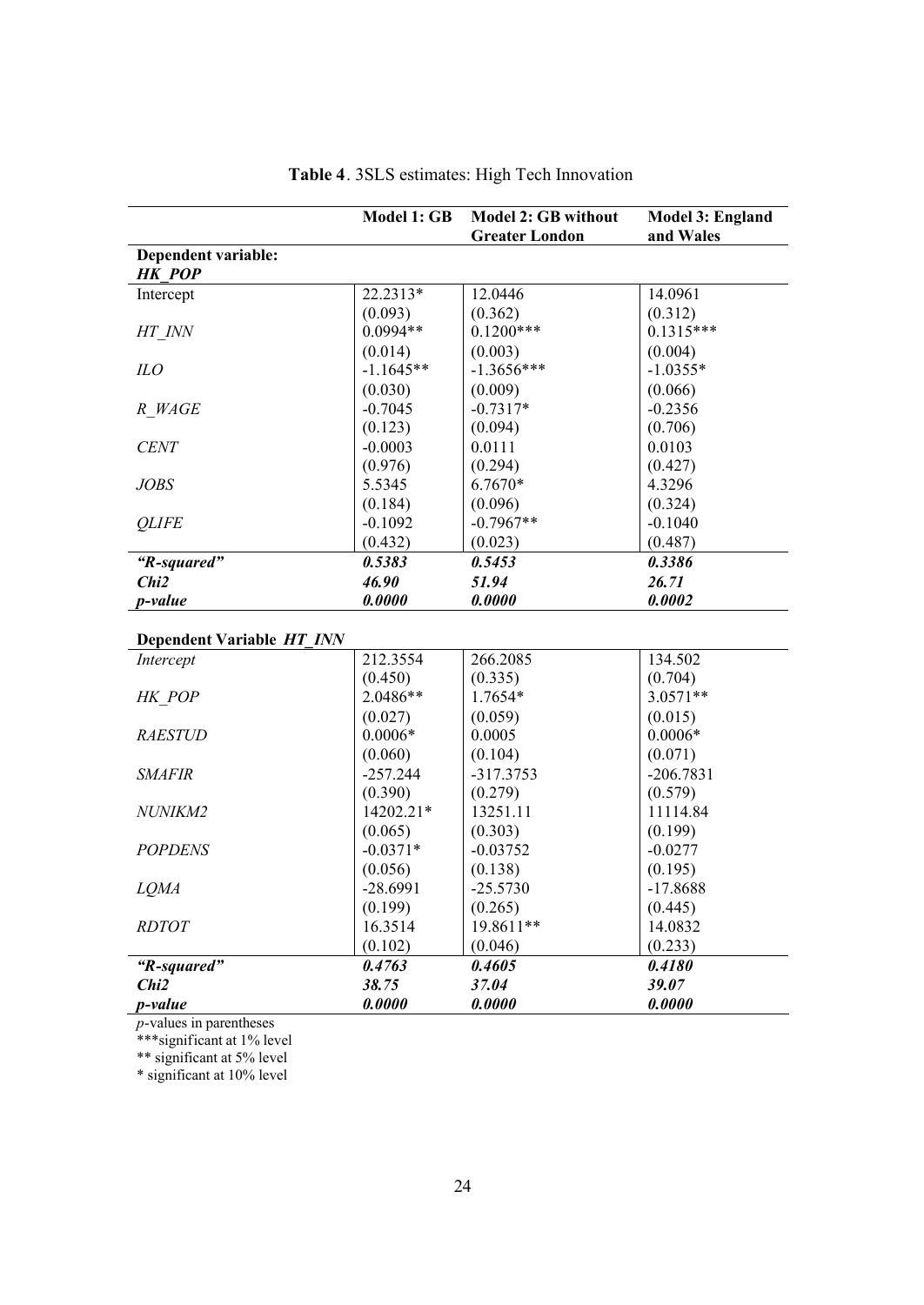**Table 4**. 3SLS estimates: High Tech Innovation

| | Model 1: GB | Model 2: GB without Greater London | Model 3: England and Wales |
|---|---|---|---|
| **Dependent variable: *HK_POP*** | | | |
| Intercept | 22.2313* | 12.0446 | 14.0961 |
| | (0.093) | (0.362) | (0.312) |
| *HT_INN* | 0.0994** | 0.1200*** | 0.1315*** |
| | (0.014) | (0.003) | (0.004) |
| *ILO* | -1.1645** | -1.3656*** | -1.0355* |
| | (0.030) | (0.009) | (0.066) |
| *R_WAGE* | -0.7045 | -0.7317* | -0.2356 |
| | (0.123) | (0.094) | (0.706) |
| *CENT* | -0.0003 | 0.0111 | 0.0103 |
| | (0.976) | (0.294) | (0.427) |
| *JOBS* | 5.5345 | 6.7670* | 4.3296 |
| | (0.184) | (0.096) | (0.324) |
| *QLIFE* | -0.1092 | -0.7967** | -0.1040 |
| | (0.432) | (0.023) | (0.487) |
| ***"R-squared"*** | ***0.5383*** | ***0.5453*** | ***0.3386*** |
| ***Chi2*** | ***46.90*** | ***51.94*** | ***26.71*** |
| ***p-value*** | ***0.0000*** | ***0.0000*** | ***0.0002*** |
| **Dependent Variable *HT_INN*** | | | |
| *Intercept* | 212.3554 | 266.2085 | 134.502 |
| | (0.450) | (0.335) | (0.704) |
| *HK_POP* | 2.0486** | 1.7654* | 3.0571** |
| | (0.027) | (0.059) | (0.015) |
| *RAESTUD* | 0.0006* | 0.0005 | 0.0006* |
| | (0.060) | (0.104) | (0.071) |
| *SMAFIR* | -257.244 | -317.3753 | -206.7831 |
| | (0.390) | (0.279) | (0.579) |
| *NUNIKM2* | 14202.21* | 13251.11 | 11114.84 |
| | (0.065) | (0.303) | (0.199) |
| *POPDENS* | -0.0371* | -0.03752 | -0.0277 |
| | (0.056) | (0.138) | (0.195) |
| *LQMA* | -28.6991 | -25.5730 | -17.8688 |
| | (0.199) | (0.265) | (0.445) |
| *RDTOT* | 16.3514 | 19.8611** | 14.0832 |
| | (0.102) | (0.046) | (0.233) |
| ***"R-squared"*** | ***0.4763*** | ***0.4605*** | ***0.4180*** |
| ***Chi2*** | ***38.75*** | ***37.04*** | ***39.07*** |
| ***p-value*** | ***0.0000*** | ***0.0000*** | ***0.0000*** |

*p*-values in parentheses

***significant at 1% level

** significant at 5% level

* significant at 10% level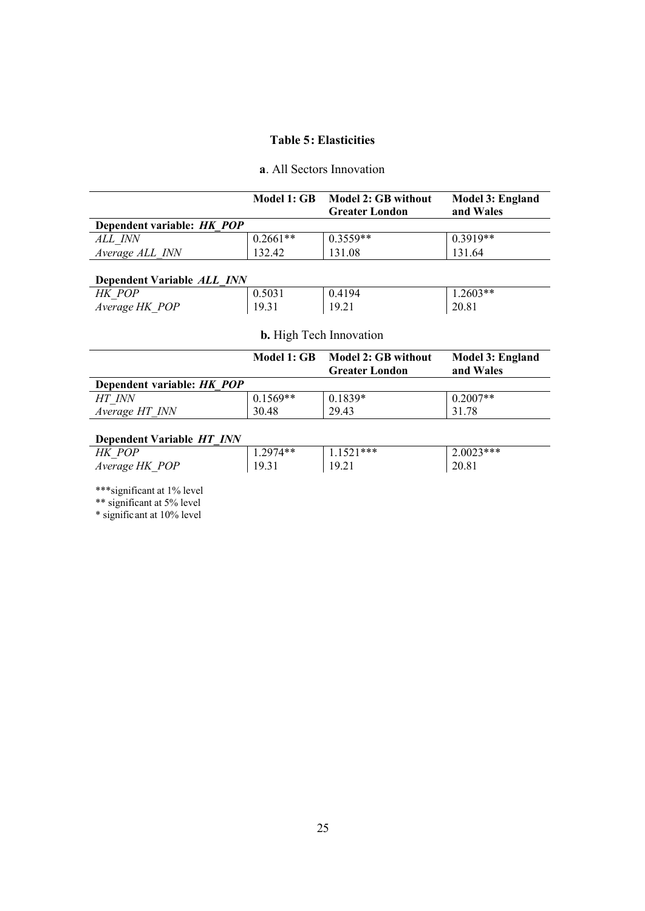**Table 5: Elasticities**

**a**. All Sectors Innovation

| | Model 1: GB | Model 2: GB without Greater London | Model 3: England and Wales |
|---|---|---|---|
| **Dependent variable: *HK_POP*** | | | |
| *ALL_INN* | 0.2661** | 0.3559** | 0.3919** |
| *Average ALL_INN* | 132.42 | 131.08 | 131.64 |
| **Dependent Variable *ALL_INN*** | | | |
| *HK_POP* | 0.5031 | 0.4194 | 1.2603** |
| *Average HK_POP* | 19.31 | 19.21 | 20.81 |

**b.** High Tech Innovation

| | Model 1: GB | Model 2: GB without Greater London | Model 3: England and Wales |
|---|---|---|---|
| **Dependent variable: *HK_POP*** | | | |
| *HT_INN* | 0.1569** | 0.1839* | 0.2007** |
| *Average HT_INN* | 30.48 | 29.43 | 31.78 |
| **Dependent Variable *HT_INN*** | | | |
| *HK_POP* | 1.2974** | 1.1521*** | 2.0023*** |
| *Average HK_POP* | 19.31 | 19.21 | 20.81 |

***significant at 1% level
** significant at 5% level
* significant at 10% level